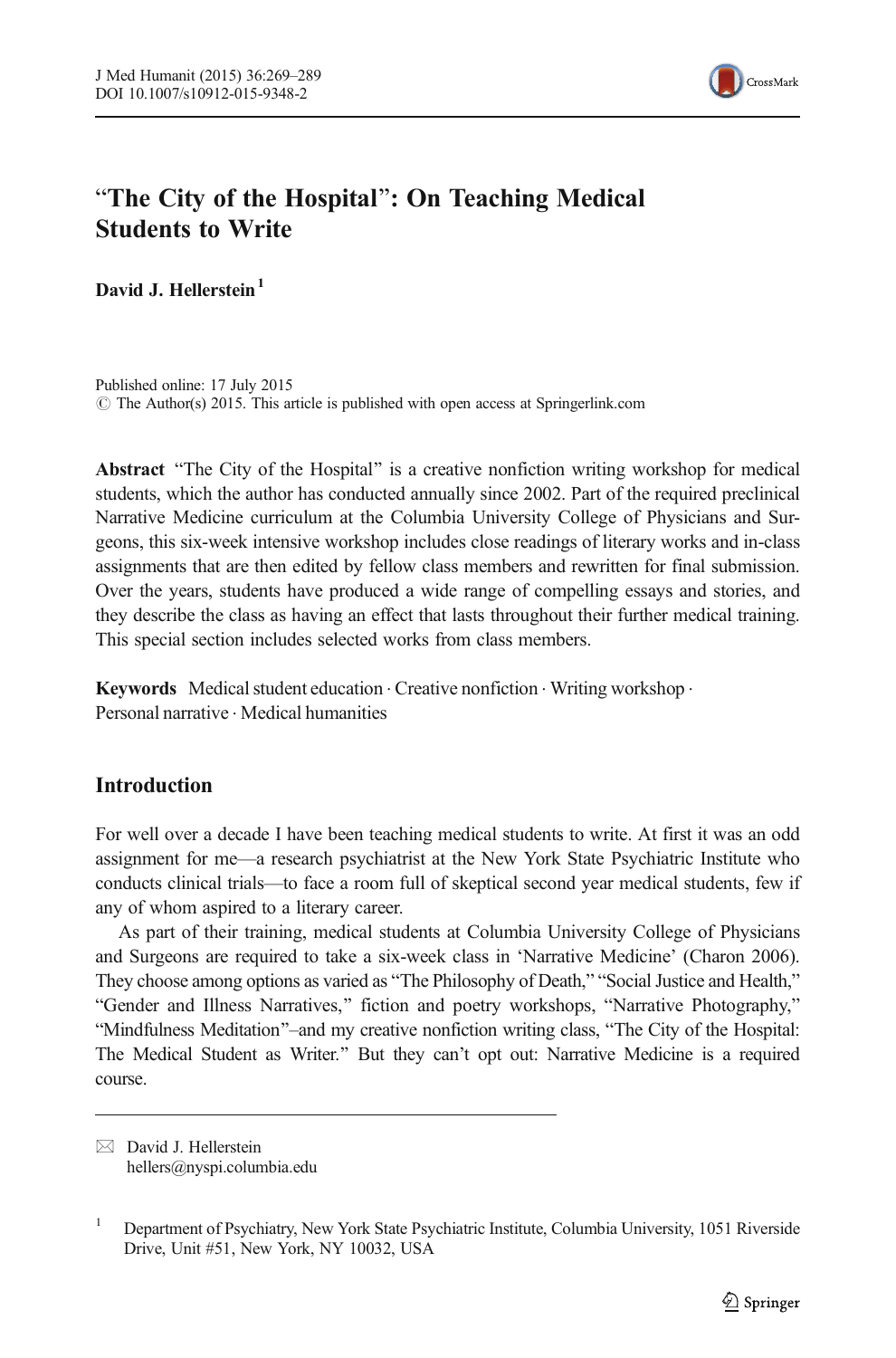# "The City of the Hospital": On Teaching Medical Students to Write

**David J. Hellerstein** [1]

Published online: 17 July 2015
© The Author(s) 2015. This article is published with open access at Springerlink.com

**Abstract** "The City of the Hospital" is a creative nonfiction writing workshop for medical students, which the author has conducted annually since 2002. Part of the required preclinical Narrative Medicine curriculum at the Columbia University College of Physicians and Surgeons, this six-week intensive workshop includes close readings of literary works and in-class assignments that are then edited by fellow class members and rewritten for final submission. Over the years, students have produced a wide range of compelling essays and stories, and they describe the class as having an effect that lasts throughout their further medical training. This special section includes selected works from class members.

**Keywords** Medical student education · Creative nonfiction · Writing workshop · Personal narrative · Medical humanities

## Introduction

For well over a decade I have been teaching medical students to write. At first it was an odd assignment for me—a research psychiatrist at the New York State Psychiatric Institute who conducts clinical trials—to face a room full of skeptical second year medical students, few if any of whom aspired to a literary career.

As part of their training, medical students at Columbia University College of Physicians and Surgeons are required to take a six-week class in 'Narrative Medicine' (Charon 2006). They choose among options as varied as "The Philosophy of Death," "Social Justice and Health," "Gender and Illness Narratives," fiction and poetry workshops, "Narrative Photography," "Mindfulness Meditation"–and my creative nonfiction writing class, "The City of the Hospital: The Medical Student as Writer." But they can't opt out: Narrative Medicine is a required course.

---

✉ David J. Hellerstein
hellers@nyspi.columbia.edu

[1] Department of Psychiatry, New York State Psychiatric Institute, Columbia University, 1051 Riverside Drive, Unit #51, New York, NY 10032, USA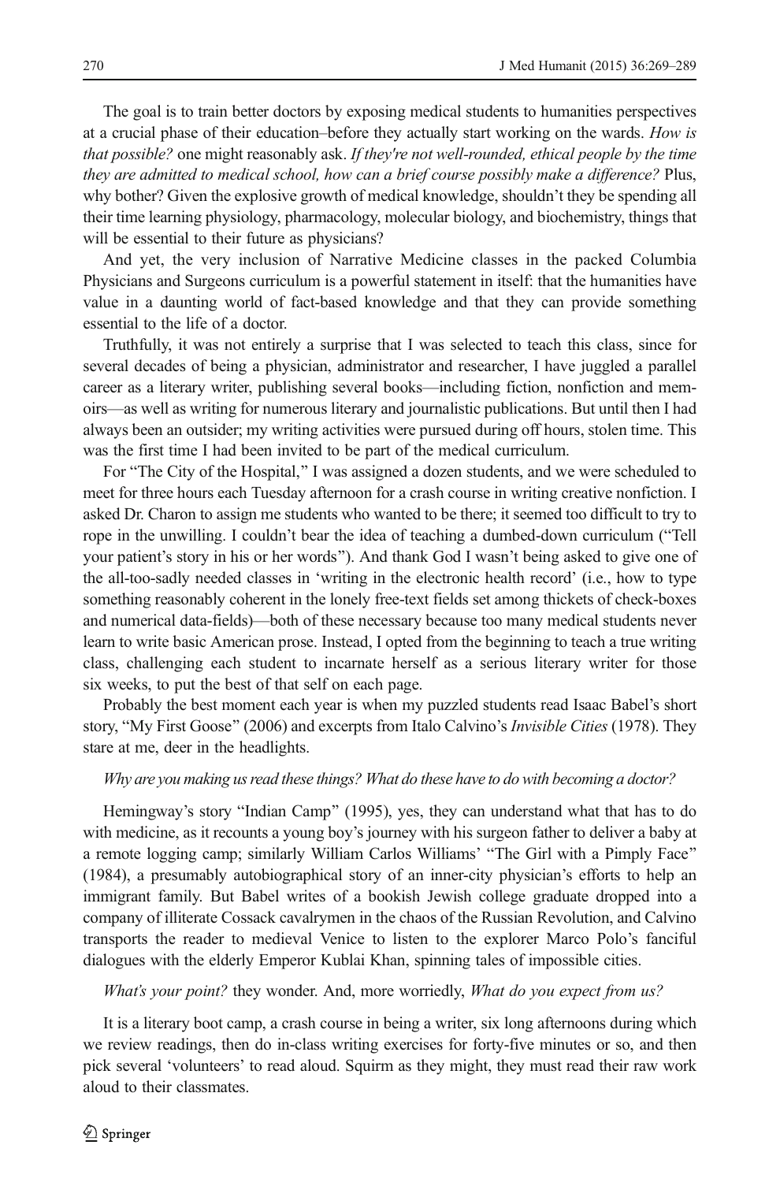The goal is to train better doctors by exposing medical students to humanities perspectives at a crucial phase of their education–before they actually start working on the wards. *How is that possible?* one might reasonably ask. *If they're not well-rounded, ethical people by the time they are admitted to medical school, how can a brief course possibly make a difference?* Plus, why bother? Given the explosive growth of medical knowledge, shouldn't they be spending all their time learning physiology, pharmacology, molecular biology, and biochemistry, things that will be essential to their future as physicians?

And yet, the very inclusion of Narrative Medicine classes in the packed Columbia Physicians and Surgeons curriculum is a powerful statement in itself: that the humanities have value in a daunting world of fact-based knowledge and that they can provide something essential to the life of a doctor.

Truthfully, it was not entirely a surprise that I was selected to teach this class, since for several decades of being a physician, administrator and researcher, I have juggled a parallel career as a literary writer, publishing several books—including fiction, nonfiction and memoirs—as well as writing for numerous literary and journalistic publications. But until then I had always been an outsider; my writing activities were pursued during off hours, stolen time. This was the first time I had been invited to be part of the medical curriculum.

For "The City of the Hospital," I was assigned a dozen students, and we were scheduled to meet for three hours each Tuesday afternoon for a crash course in writing creative nonfiction. I asked Dr. Charon to assign me students who wanted to be there; it seemed too difficult to try to rope in the unwilling. I couldn't bear the idea of teaching a dumbed-down curriculum ("Tell your patient's story in his or her words"). And thank God I wasn't being asked to give one of the all-too-sadly needed classes in 'writing in the electronic health record' (i.e., how to type something reasonably coherent in the lonely free-text fields set among thickets of check-boxes and numerical data-fields)—both of these necessary because too many medical students never learn to write basic American prose. Instead, I opted from the beginning to teach a true writing class, challenging each student to incarnate herself as a serious literary writer for those six weeks, to put the best of that self on each page.

Probably the best moment each year is when my puzzled students read Isaac Babel's short story, "My First Goose" (2006) and excerpts from Italo Calvino's *Invisible Cities* (1978). They stare at me, deer in the headlights.

*Why are you making us read these things? What do these have to do with becoming a doctor?*

Hemingway's story "Indian Camp" (1995), yes, they can understand what that has to do with medicine, as it recounts a young boy's journey with his surgeon father to deliver a baby at a remote logging camp; similarly William Carlos Williams' "The Girl with a Pimply Face" (1984), a presumably autobiographical story of an inner-city physician's efforts to help an immigrant family. But Babel writes of a bookish Jewish college graduate dropped into a company of illiterate Cossack cavalrymen in the chaos of the Russian Revolution, and Calvino transports the reader to medieval Venice to listen to the explorer Marco Polo's fanciful dialogues with the elderly Emperor Kublai Khan, spinning tales of impossible cities.

*What's your point?* they wonder. And, more worriedly, *What do you expect from us?*

It is a literary boot camp, a crash course in being a writer, six long afternoons during which we review readings, then do in-class writing exercises for forty-five minutes or so, and then pick several 'volunteers' to read aloud. Squirm as they might, they must read their raw work aloud to their classmates.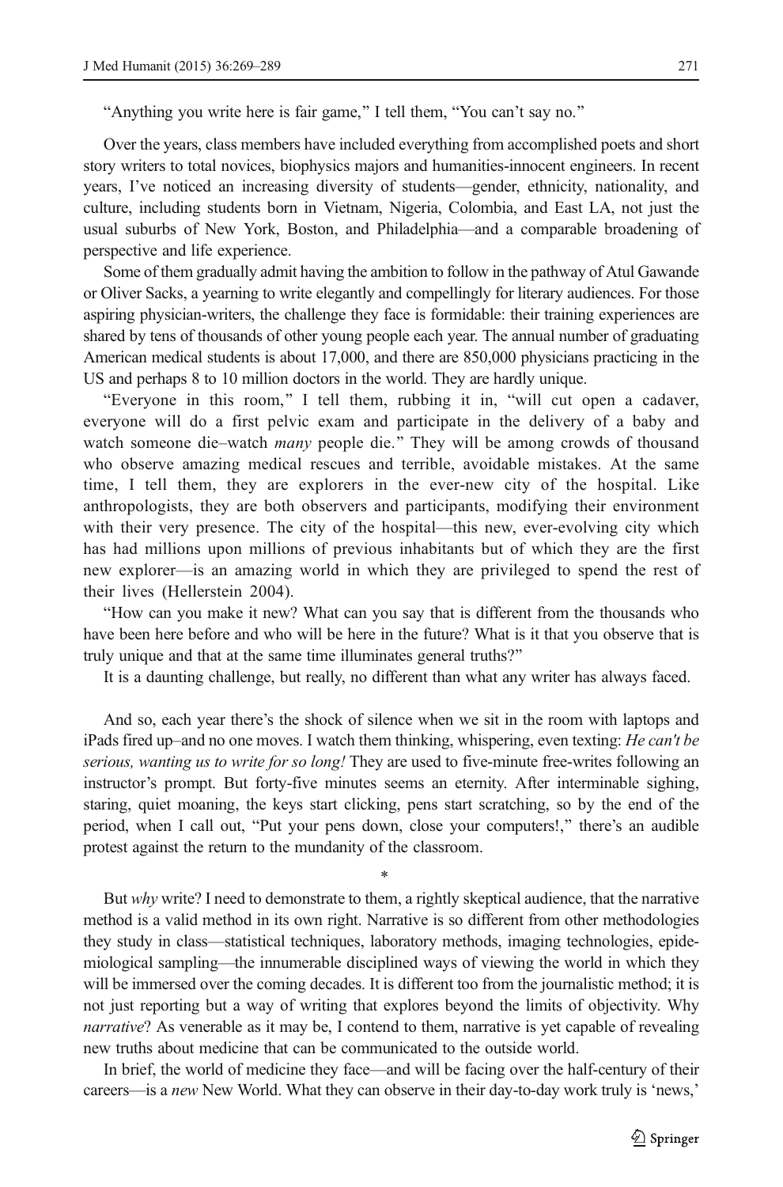"Anything you write here is fair game," I tell them, "You can't say no."

Over the years, class members have included everything from accomplished poets and short story writers to total novices, biophysics majors and humanities-innocent engineers. In recent years, I've noticed an increasing diversity of students—gender, ethnicity, nationality, and culture, including students born in Vietnam, Nigeria, Colombia, and East LA, not just the usual suburbs of New York, Boston, and Philadelphia—and a comparable broadening of perspective and life experience.

Some of them gradually admit having the ambition to follow in the pathway of Atul Gawande or Oliver Sacks, a yearning to write elegantly and compellingly for literary audiences. For those aspiring physician-writers, the challenge they face is formidable: their training experiences are shared by tens of thousands of other young people each year. The annual number of graduating American medical students is about 17,000, and there are 850,000 physicians practicing in the US and perhaps 8 to 10 million doctors in the world. They are hardly unique.

"Everyone in this room," I tell them, rubbing it in, "will cut open a cadaver, everyone will do a first pelvic exam and participate in the delivery of a baby and watch someone die–watch *many* people die." They will be among crowds of thousand who observe amazing medical rescues and terrible, avoidable mistakes. At the same time, I tell them, they are explorers in the ever-new city of the hospital. Like anthropologists, they are both observers and participants, modifying their environment with their very presence. The city of the hospital—this new, ever-evolving city which has had millions upon millions of previous inhabitants but of which they are the first new explorer—is an amazing world in which they are privileged to spend the rest of their lives (Hellerstein 2004).

"How can you make it new? What can you say that is different from the thousands who have been here before and who will be here in the future? What is it that you observe that is truly unique and that at the same time illuminates general truths?"

It is a daunting challenge, but really, no different than what any writer has always faced.

And so, each year there's the shock of silence when we sit in the room with laptops and iPads fired up–and no one moves. I watch them thinking, whispering, even texting: *He can't be serious, wanting us to write for so long!* They are used to five-minute free-writes following an instructor's prompt. But forty-five minutes seems an eternity. After interminable sighing, staring, quiet moaning, the keys start clicking, pens start scratching, so by the end of the period, when I call out, "Put your pens down, close your computers!," there's an audible protest against the return to the mundanity of the classroom.

*

But *why* write? I need to demonstrate to them, a rightly skeptical audience, that the narrative method is a valid method in its own right. Narrative is so different from other methodologies they study in class—statistical techniques, laboratory methods, imaging technologies, epidemiological sampling—the innumerable disciplined ways of viewing the world in which they will be immersed over the coming decades. It is different too from the journalistic method; it is not just reporting but a way of writing that explores beyond the limits of objectivity. Why *narrative*? As venerable as it may be, I contend to them, narrative is yet capable of revealing new truths about medicine that can be communicated to the outside world.

In brief, the world of medicine they face—and will be facing over the half-century of their careers—is a *new* New World. What they can observe in their day-to-day work truly is 'news,'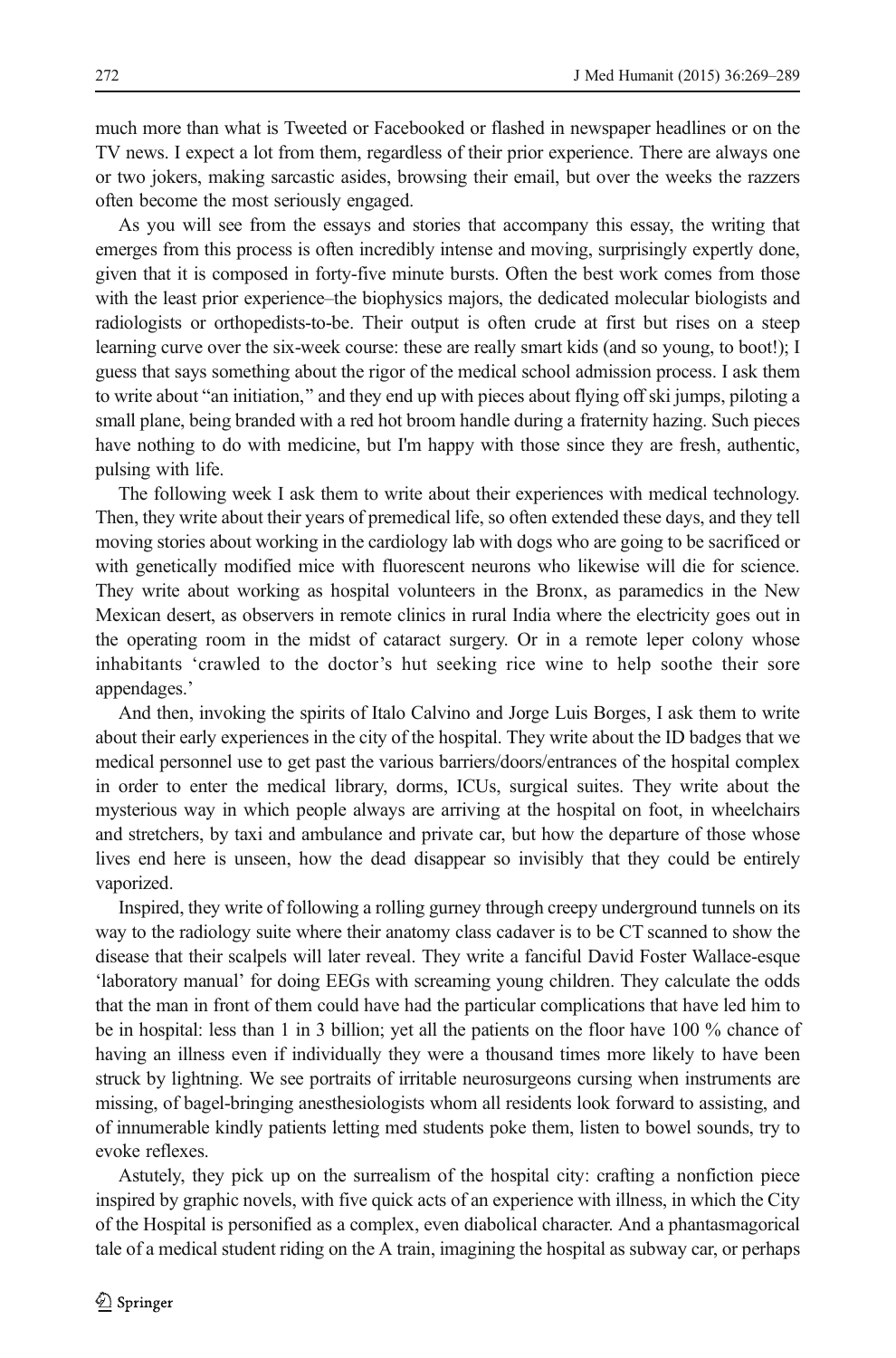much more than what is Tweeted or Facebooked or flashed in newspaper headlines or on the TV news. I expect a lot from them, regardless of their prior experience. There are always one or two jokers, making sarcastic asides, browsing their email, but over the weeks the razzers often become the most seriously engaged.

As you will see from the essays and stories that accompany this essay, the writing that emerges from this process is often incredibly intense and moving, surprisingly expertly done, given that it is composed in forty-five minute bursts. Often the best work comes from those with the least prior experience–the biophysics majors, the dedicated molecular biologists and radiologists or orthopedists-to-be. Their output is often crude at first but rises on a steep learning curve over the six-week course: these are really smart kids (and so young, to boot!); I guess that says something about the rigor of the medical school admission process. I ask them to write about "an initiation," and they end up with pieces about flying off ski jumps, piloting a small plane, being branded with a red hot broom handle during a fraternity hazing. Such pieces have nothing to do with medicine, but I'm happy with those since they are fresh, authentic, pulsing with life.

The following week I ask them to write about their experiences with medical technology. Then, they write about their years of premedical life, so often extended these days, and they tell moving stories about working in the cardiology lab with dogs who are going to be sacrificed or with genetically modified mice with fluorescent neurons who likewise will die for science. They write about working as hospital volunteers in the Bronx, as paramedics in the New Mexican desert, as observers in remote clinics in rural India where the electricity goes out in the operating room in the midst of cataract surgery. Or in a remote leper colony whose inhabitants 'crawled to the doctor's hut seeking rice wine to help soothe their sore appendages.'

And then, invoking the spirits of Italo Calvino and Jorge Luis Borges, I ask them to write about their early experiences in the city of the hospital. They write about the ID badges that we medical personnel use to get past the various barriers/doors/entrances of the hospital complex in order to enter the medical library, dorms, ICUs, surgical suites. They write about the mysterious way in which people always are arriving at the hospital on foot, in wheelchairs and stretchers, by taxi and ambulance and private car, but how the departure of those whose lives end here is unseen, how the dead disappear so invisibly that they could be entirely vaporized.

Inspired, they write of following a rolling gurney through creepy underground tunnels on its way to the radiology suite where their anatomy class cadaver is to be CT scanned to show the disease that their scalpels will later reveal. They write a fanciful David Foster Wallace-esque 'laboratory manual' for doing EEGs with screaming young children. They calculate the odds that the man in front of them could have had the particular complications that have led him to be in hospital: less than 1 in 3 billion; yet all the patients on the floor have 100 % chance of having an illness even if individually they were a thousand times more likely to have been struck by lightning. We see portraits of irritable neurosurgeons cursing when instruments are missing, of bagel-bringing anesthesiologists whom all residents look forward to assisting, and of innumerable kindly patients letting med students poke them, listen to bowel sounds, try to evoke reflexes.

Astutely, they pick up on the surrealism of the hospital city: crafting a nonfiction piece inspired by graphic novels, with five quick acts of an experience with illness, in which the City of the Hospital is personified as a complex, even diabolical character. And a phantasmagorical tale of a medical student riding on the A train, imagining the hospital as subway car, or perhaps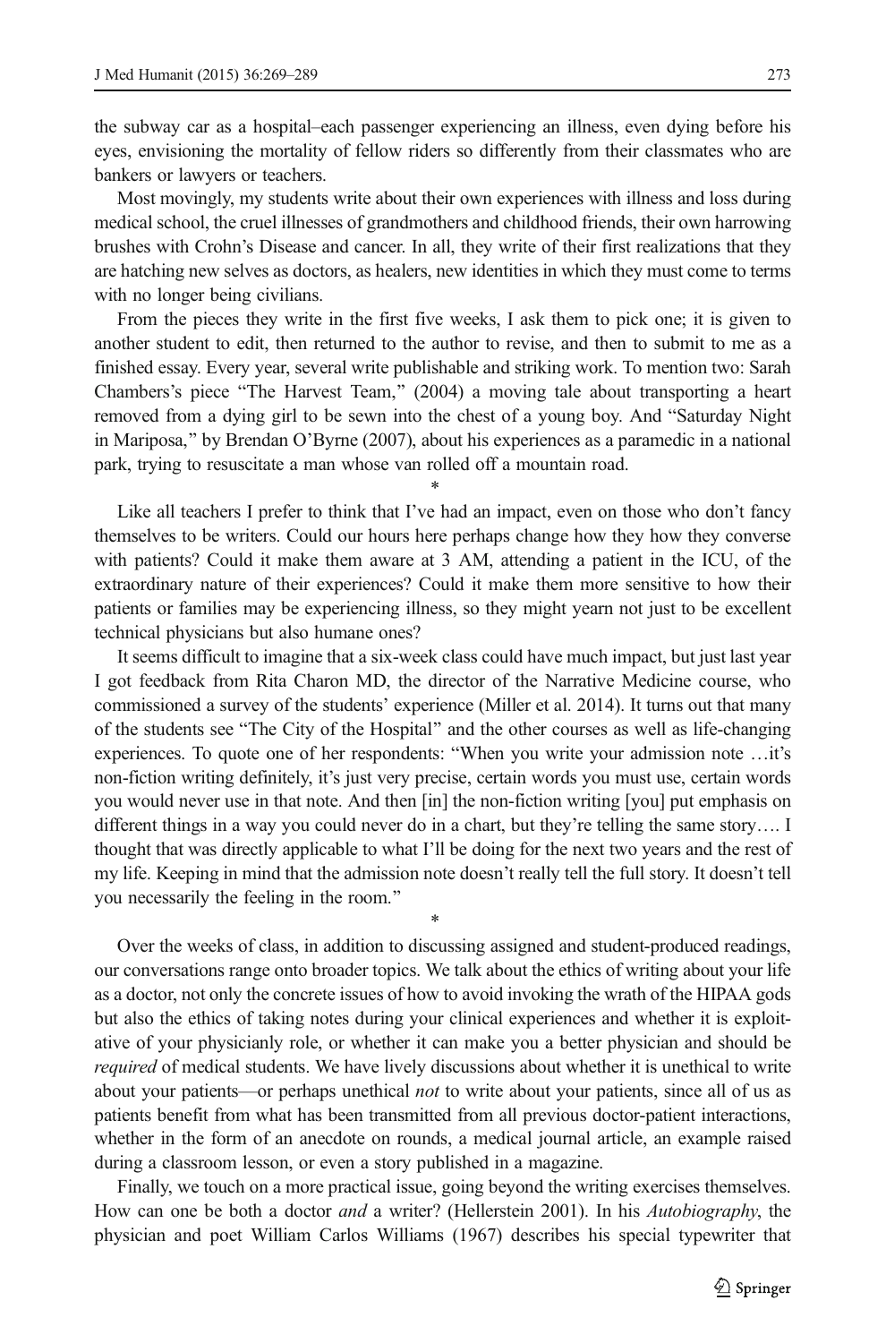the subway car as a hospital–each passenger experiencing an illness, even dying before his eyes, envisioning the mortality of fellow riders so differently from their classmates who are bankers or lawyers or teachers.

Most movingly, my students write about their own experiences with illness and loss during medical school, the cruel illnesses of grandmothers and childhood friends, their own harrowing brushes with Crohn's Disease and cancer. In all, they write of their first realizations that they are hatching new selves as doctors, as healers, new identities in which they must come to terms with no longer being civilians.

From the pieces they write in the first five weeks, I ask them to pick one; it is given to another student to edit, then returned to the author to revise, and then to submit to me as a finished essay. Every year, several write publishable and striking work. To mention two: Sarah Chambers's piece "The Harvest Team," (2004) a moving tale about transporting a heart removed from a dying girl to be sewn into the chest of a young boy. And "Saturday Night in Mariposa," by Brendan O'Byrne (2007), about his experiences as a paramedic in a national park, trying to resuscitate a man whose van rolled off a mountain road.

*

Like all teachers I prefer to think that I've had an impact, even on those who don't fancy themselves to be writers. Could our hours here perhaps change how they how they converse with patients? Could it make them aware at 3 AM, attending a patient in the ICU, of the extraordinary nature of their experiences? Could it make them more sensitive to how their patients or families may be experiencing illness, so they might yearn not just to be excellent technical physicians but also humane ones?

It seems difficult to imagine that a six-week class could have much impact, but just last year I got feedback from Rita Charon MD, the director of the Narrative Medicine course, who commissioned a survey of the students' experience (Miller et al. 2014). It turns out that many of the students see "The City of the Hospital" and the other courses as well as life-changing experiences. To quote one of her respondents: "When you write your admission note …it's non-fiction writing definitely, it's just very precise, certain words you must use, certain words you would never use in that note. And then [in] the non-fiction writing [you] put emphasis on different things in a way you could never do in a chart, but they're telling the same story…. I thought that was directly applicable to what I'll be doing for the next two years and the rest of my life. Keeping in mind that the admission note doesn't really tell the full story. It doesn't tell you necessarily the feeling in the room."

*

Over the weeks of class, in addition to discussing assigned and student-produced readings, our conversations range onto broader topics. We talk about the ethics of writing about your life as a doctor, not only the concrete issues of how to avoid invoking the wrath of the HIPAA gods but also the ethics of taking notes during your clinical experiences and whether it is exploitative of your physicianly role, or whether it can make you a better physician and should be *required* of medical students. We have lively discussions about whether it is unethical to write about your patients—or perhaps unethical *not* to write about your patients, since all of us as patients benefit from what has been transmitted from all previous doctor-patient interactions, whether in the form of an anecdote on rounds, a medical journal article, an example raised during a classroom lesson, or even a story published in a magazine.

Finally, we touch on a more practical issue, going beyond the writing exercises themselves. How can one be both a doctor *and* a writer? (Hellerstein 2001). In his *Autobiography*, the physician and poet William Carlos Williams (1967) describes his special typewriter that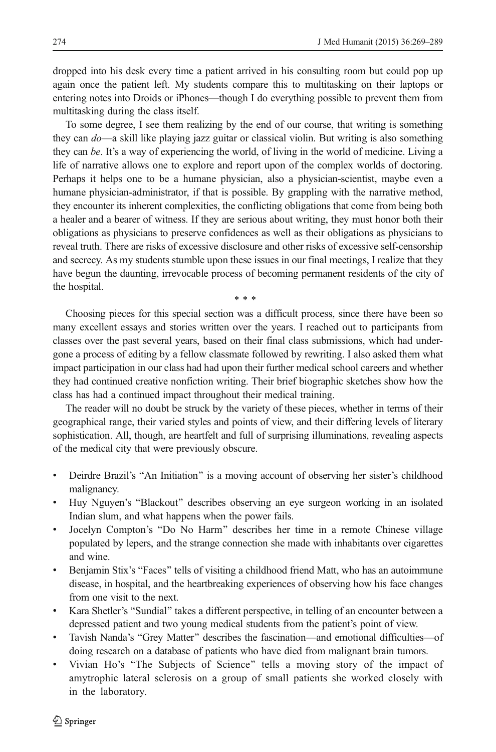dropped into his desk every time a patient arrived in his consulting room but could pop up again once the patient left. My students compare this to multitasking on their laptops or entering notes into Droids or iPhones—though I do everything possible to prevent them from multitasking during the class itself.

To some degree, I see them realizing by the end of our course, that writing is something they can *do*—a skill like playing jazz guitar or classical violin. But writing is also something they can *be*. It's a way of experiencing the world, of living in the world of medicine. Living a life of narrative allows one to explore and report upon of the complex worlds of doctoring. Perhaps it helps one to be a humane physician, also a physician-scientist, maybe even a humane physician-administrator, if that is possible. By grappling with the narrative method, they encounter its inherent complexities, the conflicting obligations that come from being both a healer and a bearer of witness. If they are serious about writing, they must honor both their obligations as physicians to preserve confidences as well as their obligations as physicians to reveal truth. There are risks of excessive disclosure and other risks of excessive self-censorship and secrecy. As my students stumble upon these issues in our final meetings, I realize that they have begun the daunting, irrevocable process of becoming permanent residents of the city of the hospital.

\* \* \*

Choosing pieces for this special section was a difficult process, since there have been so many excellent essays and stories written over the years. I reached out to participants from classes over the past several years, based on their final class submissions, which had undergone a process of editing by a fellow classmate followed by rewriting. I also asked them what impact participation in our class had had upon their further medical school careers and whether they had continued creative nonfiction writing. Their brief biographic sketches show how the class has had a continued impact throughout their medical training.

The reader will no doubt be struck by the variety of these pieces, whether in terms of their geographical range, their varied styles and points of view, and their differing levels of literary sophistication. All, though, are heartfelt and full of surprising illuminations, revealing aspects of the medical city that were previously obscure.

- Deirdre Brazil's "An Initiation" is a moving account of observing her sister's childhood malignancy.
- Huy Nguyen's "Blackout" describes observing an eye surgeon working in an isolated Indian slum, and what happens when the power fails.
- Jocelyn Compton's "Do No Harm" describes her time in a remote Chinese village populated by lepers, and the strange connection she made with inhabitants over cigarettes and wine.
- Benjamin Stix's "Faces" tells of visiting a childhood friend Matt, who has an autoimmune disease, in hospital, and the heartbreaking experiences of observing how his face changes from one visit to the next.
- Kara Shetler's "Sundial" takes a different perspective, in telling of an encounter between a depressed patient and two young medical students from the patient's point of view.
- Tavish Nanda's "Grey Matter" describes the fascination—and emotional difficulties—of doing research on a database of patients who have died from malignant brain tumors.
- Vivian Ho's "The Subjects of Science" tells a moving story of the impact of amytrophic lateral sclerosis on a group of small patients she worked closely with in the laboratory.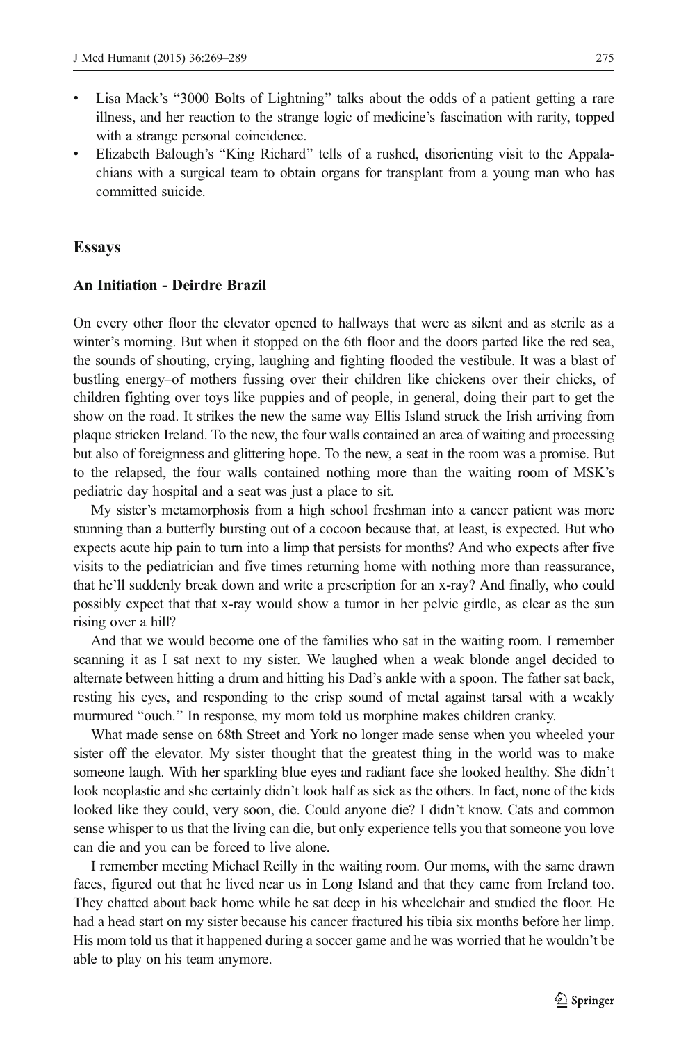- Lisa Mack's "3000 Bolts of Lightning" talks about the odds of a patient getting a rare illness, and her reaction to the strange logic of medicine's fascination with rarity, topped with a strange personal coincidence.
- Elizabeth Balough's "King Richard" tells of a rushed, disorienting visit to the Appalachians with a surgical team to obtain organs for transplant from a young man who has committed suicide.

## Essays

### An Initiation - Deirdre Brazil

On every other floor the elevator opened to hallways that were as silent and as sterile as a winter's morning. But when it stopped on the 6th floor and the doors parted like the red sea, the sounds of shouting, crying, laughing and fighting flooded the vestibule. It was a blast of bustling energy–of mothers fussing over their children like chickens over their chicks, of children fighting over toys like puppies and of people, in general, doing their part to get the show on the road. It strikes the new the same way Ellis Island struck the Irish arriving from plaque stricken Ireland. To the new, the four walls contained an area of waiting and processing but also of foreignness and glittering hope. To the new, a seat in the room was a promise. But to the relapsed, the four walls contained nothing more than the waiting room of MSK's pediatric day hospital and a seat was just a place to sit.

My sister's metamorphosis from a high school freshman into a cancer patient was more stunning than a butterfly bursting out of a cocoon because that, at least, is expected. But who expects acute hip pain to turn into a limp that persists for months? And who expects after five visits to the pediatrician and five times returning home with nothing more than reassurance, that he'll suddenly break down and write a prescription for an x-ray? And finally, who could possibly expect that that x-ray would show a tumor in her pelvic girdle, as clear as the sun rising over a hill?

And that we would become one of the families who sat in the waiting room. I remember scanning it as I sat next to my sister. We laughed when a weak blonde angel decided to alternate between hitting a drum and hitting his Dad's ankle with a spoon. The father sat back, resting his eyes, and responding to the crisp sound of metal against tarsal with a weakly murmured "ouch." In response, my mom told us morphine makes children cranky.

What made sense on 68th Street and York no longer made sense when you wheeled your sister off the elevator. My sister thought that the greatest thing in the world was to make someone laugh. With her sparkling blue eyes and radiant face she looked healthy. She didn't look neoplastic and she certainly didn't look half as sick as the others. In fact, none of the kids looked like they could, very soon, die. Could anyone die? I didn't know. Cats and common sense whisper to us that the living can die, but only experience tells you that someone you love can die and you can be forced to live alone.

I remember meeting Michael Reilly in the waiting room. Our moms, with the same drawn faces, figured out that he lived near us in Long Island and that they came from Ireland too. They chatted about back home while he sat deep in his wheelchair and studied the floor. He had a head start on my sister because his cancer fractured his tibia six months before her limp. His mom told us that it happened during a soccer game and he was worried that he wouldn't be able to play on his team anymore.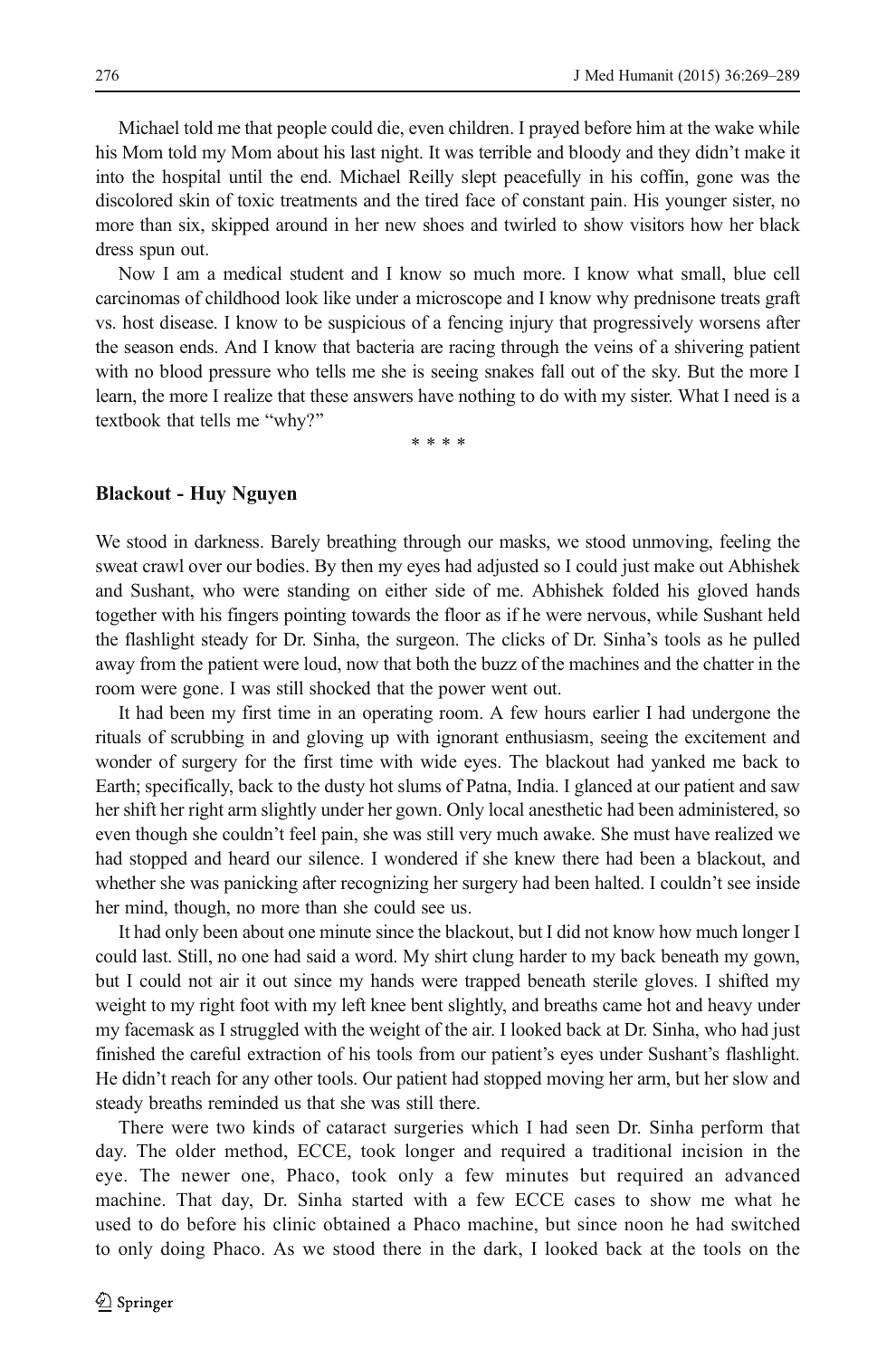Michael told me that people could die, even children. I prayed before him at the wake while his Mom told my Mom about his last night. It was terrible and bloody and they didn't make it into the hospital until the end. Michael Reilly slept peacefully in his coffin, gone was the discolored skin of toxic treatments and the tired face of constant pain. His younger sister, no more than six, skipped around in her new shoes and twirled to show visitors how her black dress spun out.

Now I am a medical student and I know so much more. I know what small, blue cell carcinomas of childhood look like under a microscope and I know why prednisone treats graft vs. host disease. I know to be suspicious of a fencing injury that progressively worsens after the season ends. And I know that bacteria are racing through the veins of a shivering patient with no blood pressure who tells me she is seeing snakes fall out of the sky. But the more I learn, the more I realize that these answers have nothing to do with my sister. What I need is a textbook that tells me "why?"

* * * *

### Blackout - Huy Nguyen

We stood in darkness. Barely breathing through our masks, we stood unmoving, feeling the sweat crawl over our bodies. By then my eyes had adjusted so I could just make out Abhishek and Sushant, who were standing on either side of me. Abhishek folded his gloved hands together with his fingers pointing towards the floor as if he were nervous, while Sushant held the flashlight steady for Dr. Sinha, the surgeon. The clicks of Dr. Sinha's tools as he pulled away from the patient were loud, now that both the buzz of the machines and the chatter in the room were gone. I was still shocked that the power went out.

It had been my first time in an operating room. A few hours earlier I had undergone the rituals of scrubbing in and gloving up with ignorant enthusiasm, seeing the excitement and wonder of surgery for the first time with wide eyes. The blackout had yanked me back to Earth; specifically, back to the dusty hot slums of Patna, India. I glanced at our patient and saw her shift her right arm slightly under her gown. Only local anesthetic had been administered, so even though she couldn't feel pain, she was still very much awake. She must have realized we had stopped and heard our silence. I wondered if she knew there had been a blackout, and whether she was panicking after recognizing her surgery had been halted. I couldn't see inside her mind, though, no more than she could see us.

It had only been about one minute since the blackout, but I did not know how much longer I could last. Still, no one had said a word. My shirt clung harder to my back beneath my gown, but I could not air it out since my hands were trapped beneath sterile gloves. I shifted my weight to my right foot with my left knee bent slightly, and breaths came hot and heavy under my facemask as I struggled with the weight of the air. I looked back at Dr. Sinha, who had just finished the careful extraction of his tools from our patient's eyes under Sushant's flashlight. He didn't reach for any other tools. Our patient had stopped moving her arm, but her slow and steady breaths reminded us that she was still there.

There were two kinds of cataract surgeries which I had seen Dr. Sinha perform that day. The older method, ECCE, took longer and required a traditional incision in the eye. The newer one, Phaco, took only a few minutes but required an advanced machine. That day, Dr. Sinha started with a few ECCE cases to show me what he used to do before his clinic obtained a Phaco machine, but since noon he had switched to only doing Phaco. As we stood there in the dark, I looked back at the tools on the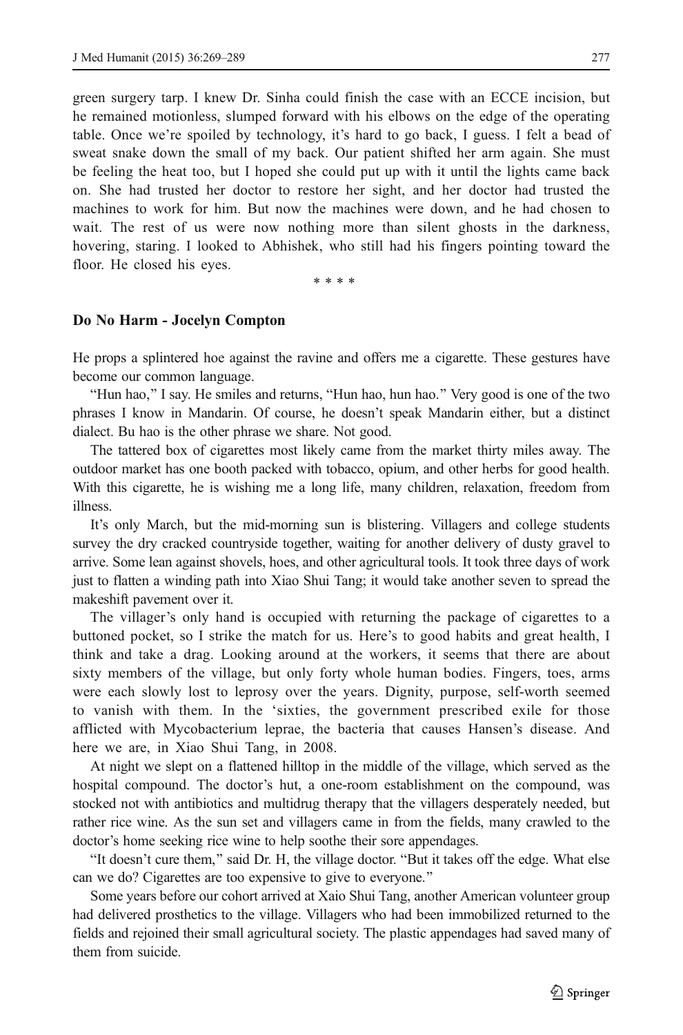green surgery tarp. I knew Dr. Sinha could finish the case with an ECCE incision, but he remained motionless, slumped forward with his elbows on the edge of the operating table. Once we're spoiled by technology, it's hard to go back, I guess. I felt a bead of sweat snake down the small of my back. Our patient shifted her arm again. She must be feeling the heat too, but I hoped she could put up with it until the lights came back on. She had trusted her doctor to restore her sight, and her doctor had trusted the machines to work for him. But now the machines were down, and he had chosen to wait. The rest of us were now nothing more than silent ghosts in the darkness, hovering, staring. I looked to Abhishek, who still had his fingers pointing toward the floor. He closed his eyes.

* * * *

### Do No Harm - Jocelyn Compton

He props a splintered hoe against the ravine and offers me a cigarette. These gestures have become our common language.

"Hun hao," I say. He smiles and returns, "Hun hao, hun hao." Very good is one of the two phrases I know in Mandarin. Of course, he doesn't speak Mandarin either, but a distinct dialect. Bu hao is the other phrase we share. Not good.

The tattered box of cigarettes most likely came from the market thirty miles away. The outdoor market has one booth packed with tobacco, opium, and other herbs for good health. With this cigarette, he is wishing me a long life, many children, relaxation, freedom from illness.

It's only March, but the mid-morning sun is blistering. Villagers and college students survey the dry cracked countryside together, waiting for another delivery of dusty gravel to arrive. Some lean against shovels, hoes, and other agricultural tools. It took three days of work just to flatten a winding path into Xiao Shui Tang; it would take another seven to spread the makeshift pavement over it.

The villager's only hand is occupied with returning the package of cigarettes to a buttoned pocket, so I strike the match for us. Here's to good habits and great health, I think and take a drag. Looking around at the workers, it seems that there are about sixty members of the village, but only forty whole human bodies. Fingers, toes, arms were each slowly lost to leprosy over the years. Dignity, purpose, self-worth seemed to vanish with them. In the 'sixties, the government prescribed exile for those afflicted with Mycobacterium leprae, the bacteria that causes Hansen's disease. And here we are, in Xiao Shui Tang, in 2008.

At night we slept on a flattened hilltop in the middle of the village, which served as the hospital compound. The doctor's hut, a one-room establishment on the compound, was stocked not with antibiotics and multidrug therapy that the villagers desperately needed, but rather rice wine. As the sun set and villagers came in from the fields, many crawled to the doctor's home seeking rice wine to help soothe their sore appendages.

"It doesn't cure them," said Dr. H, the village doctor. "But it takes off the edge. What else can we do? Cigarettes are too expensive to give to everyone."

Some years before our cohort arrived at Xaio Shui Tang, another American volunteer group had delivered prosthetics to the village. Villagers who had been immobilized returned to the fields and rejoined their small agricultural society. The plastic appendages had saved many of them from suicide.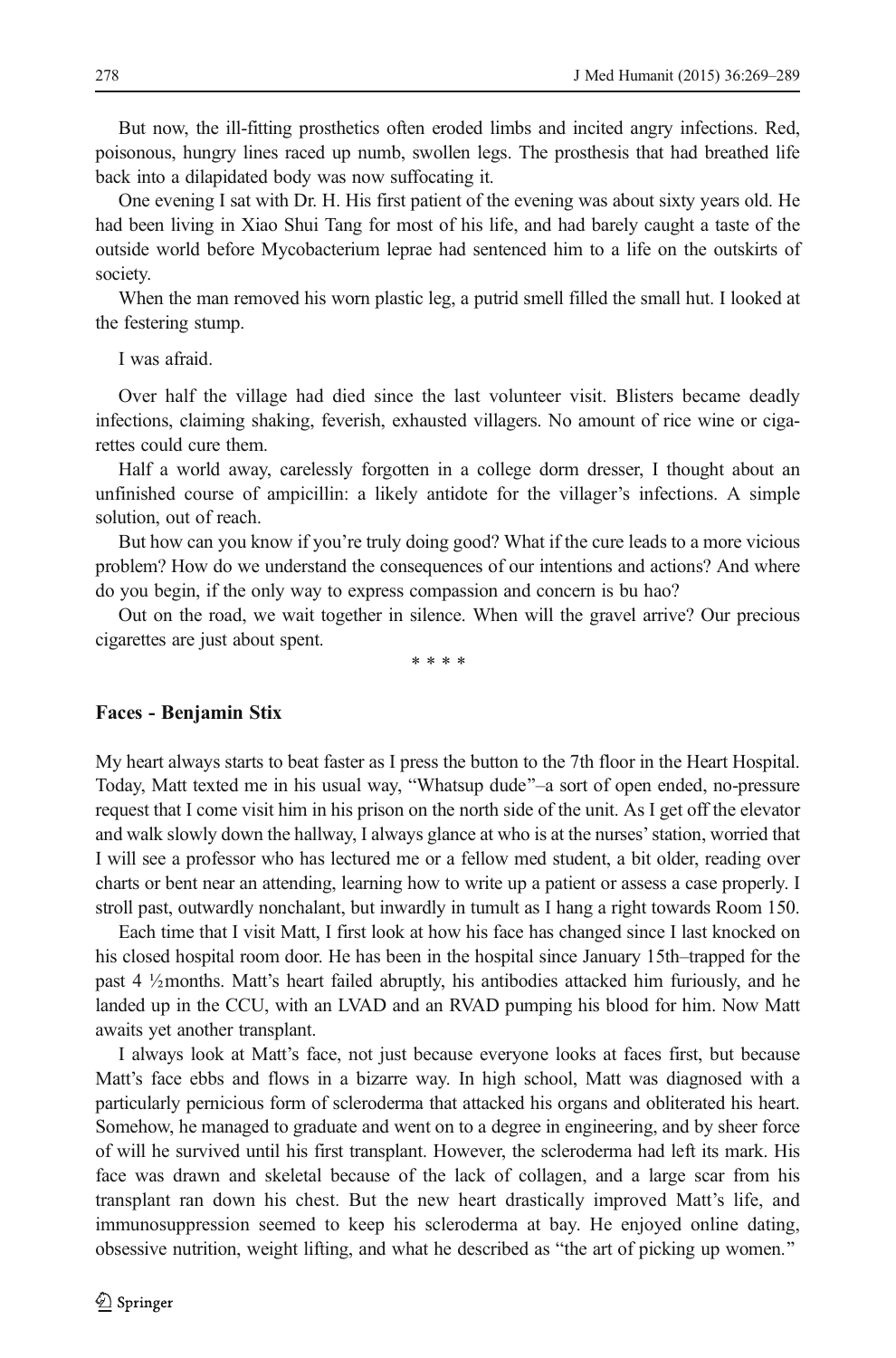But now, the ill-fitting prosthetics often eroded limbs and incited angry infections. Red, poisonous, hungry lines raced up numb, swollen legs. The prosthesis that had breathed life back into a dilapidated body was now suffocating it.

One evening I sat with Dr. H. His first patient of the evening was about sixty years old. He had been living in Xiao Shui Tang for most of his life, and had barely caught a taste of the outside world before Mycobacterium leprae had sentenced him to a life on the outskirts of society.

When the man removed his worn plastic leg, a putrid smell filled the small hut. I looked at the festering stump.

I was afraid.

Over half the village had died since the last volunteer visit. Blisters became deadly infections, claiming shaking, feverish, exhausted villagers. No amount of rice wine or cigarettes could cure them.

Half a world away, carelessly forgotten in a college dorm dresser, I thought about an unfinished course of ampicillin: a likely antidote for the villager's infections. A simple solution, out of reach.

But how can you know if you're truly doing good? What if the cure leads to a more vicious problem? How do we understand the consequences of our intentions and actions? And where do you begin, if the only way to express compassion and concern is bu hao?

Out on the road, we wait together in silence. When will the gravel arrive? Our precious cigarettes are just about spent.

* * * *

### Faces - Benjamin Stix

My heart always starts to beat faster as I press the button to the 7th floor in the Heart Hospital. Today, Matt texted me in his usual way, "Whatsup dude"–a sort of open ended, no-pressure request that I come visit him in his prison on the north side of the unit. As I get off the elevator and walk slowly down the hallway, I always glance at who is at the nurses' station, worried that I will see a professor who has lectured me or a fellow med student, a bit older, reading over charts or bent near an attending, learning how to write up a patient or assess a case properly. I stroll past, outwardly nonchalant, but inwardly in tumult as I hang a right towards Room 150.

Each time that I visit Matt, I first look at how his face has changed since I last knocked on his closed hospital room door. He has been in the hospital since January 15th–trapped for the past 4 ½months. Matt's heart failed abruptly, his antibodies attacked him furiously, and he landed up in the CCU, with an LVAD and an RVAD pumping his blood for him. Now Matt awaits yet another transplant.

I always look at Matt's face, not just because everyone looks at faces first, but because Matt's face ebbs and flows in a bizarre way. In high school, Matt was diagnosed with a particularly pernicious form of scleroderma that attacked his organs and obliterated his heart. Somehow, he managed to graduate and went on to a degree in engineering, and by sheer force of will he survived until his first transplant. However, the scleroderma had left its mark. His face was drawn and skeletal because of the lack of collagen, and a large scar from his transplant ran down his chest. But the new heart drastically improved Matt's life, and immunosuppression seemed to keep his scleroderma at bay. He enjoyed online dating, obsessive nutrition, weight lifting, and what he described as "the art of picking up women."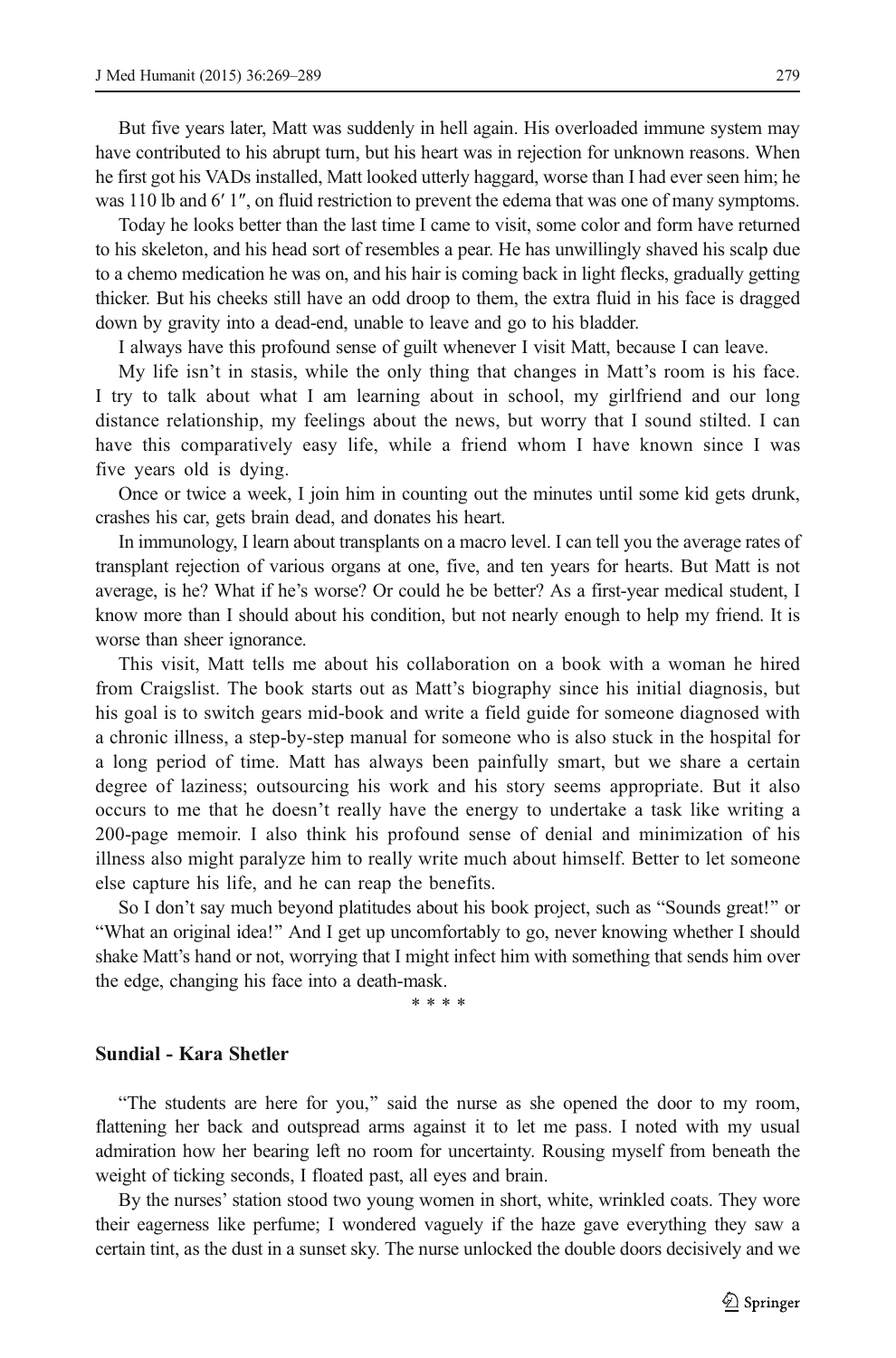But five years later, Matt was suddenly in hell again. His overloaded immune system may have contributed to his abrupt turn, but his heart was in rejection for unknown reasons. When he first got his VADs installed, Matt looked utterly haggard, worse than I had ever seen him; he was 110 lb and 6′ 1″, on fluid restriction to prevent the edema that was one of many symptoms.

Today he looks better than the last time I came to visit, some color and form have returned to his skeleton, and his head sort of resembles a pear. He has unwillingly shaved his scalp due to a chemo medication he was on, and his hair is coming back in light flecks, gradually getting thicker. But his cheeks still have an odd droop to them, the extra fluid in his face is dragged down by gravity into a dead-end, unable to leave and go to his bladder.

I always have this profound sense of guilt whenever I visit Matt, because I can leave.

My life isn't in stasis, while the only thing that changes in Matt's room is his face. I try to talk about what I am learning about in school, my girlfriend and our long distance relationship, my feelings about the news, but worry that I sound stilted. I can have this comparatively easy life, while a friend whom I have known since I was five years old is dying.

Once or twice a week, I join him in counting out the minutes until some kid gets drunk, crashes his car, gets brain dead, and donates his heart.

In immunology, I learn about transplants on a macro level. I can tell you the average rates of transplant rejection of various organs at one, five, and ten years for hearts. But Matt is not average, is he? What if he's worse? Or could he be better? As a first-year medical student, I know more than I should about his condition, but not nearly enough to help my friend. It is worse than sheer ignorance.

This visit, Matt tells me about his collaboration on a book with a woman he hired from Craigslist. The book starts out as Matt's biography since his initial diagnosis, but his goal is to switch gears mid-book and write a field guide for someone diagnosed with a chronic illness, a step-by-step manual for someone who is also stuck in the hospital for a long period of time. Matt has always been painfully smart, but we share a certain degree of laziness; outsourcing his work and his story seems appropriate. But it also occurs to me that he doesn't really have the energy to undertake a task like writing a 200-page memoir. I also think his profound sense of denial and minimization of his illness also might paralyze him to really write much about himself. Better to let someone else capture his life, and he can reap the benefits.

So I don't say much beyond platitudes about his book project, such as "Sounds great!" or "What an original idea!" And I get up uncomfortably to go, never knowing whether I should shake Matt's hand or not, worrying that I might infect him with something that sends him over the edge, changing his face into a death-mask.

\* \* \* \*

### Sundial - Kara Shetler

"The students are here for you," said the nurse as she opened the door to my room, flattening her back and outspread arms against it to let me pass. I noted with my usual admiration how her bearing left no room for uncertainty. Rousing myself from beneath the weight of ticking seconds, I floated past, all eyes and brain.

By the nurses' station stood two young women in short, white, wrinkled coats. They wore their eagerness like perfume; I wondered vaguely if the haze gave everything they saw a certain tint, as the dust in a sunset sky. The nurse unlocked the double doors decisively and we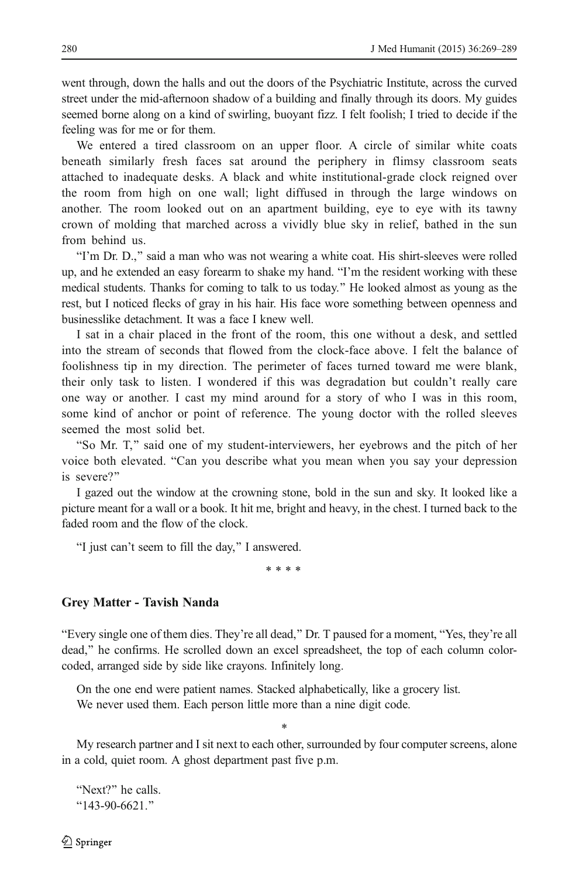went through, down the halls and out the doors of the Psychiatric Institute, across the curved street under the mid-afternoon shadow of a building and finally through its doors. My guides seemed borne along on a kind of swirling, buoyant fizz. I felt foolish; I tried to decide if the feeling was for me or for them.

We entered a tired classroom on an upper floor. A circle of similar white coats beneath similarly fresh faces sat around the periphery in flimsy classroom seats attached to inadequate desks. A black and white institutional-grade clock reigned over the room from high on one wall; light diffused in through the large windows on another. The room looked out on an apartment building, eye to eye with its tawny crown of molding that marched across a vividly blue sky in relief, bathed in the sun from behind us.

"I'm Dr. D.," said a man who was not wearing a white coat. His shirt-sleeves were rolled up, and he extended an easy forearm to shake my hand. "I'm the resident working with these medical students. Thanks for coming to talk to us today." He looked almost as young as the rest, but I noticed flecks of gray in his hair. His face wore something between openness and businesslike detachment. It was a face I knew well.

I sat in a chair placed in the front of the room, this one without a desk, and settled into the stream of seconds that flowed from the clock-face above. I felt the balance of foolishness tip in my direction. The perimeter of faces turned toward me were blank, their only task to listen. I wondered if this was degradation but couldn't really care one way or another. I cast my mind around for a story of who I was in this room, some kind of anchor or point of reference. The young doctor with the rolled sleeves seemed the most solid bet.

"So Mr. T," said one of my student-interviewers, her eyebrows and the pitch of her voice both elevated. "Can you describe what you mean when you say your depression is severe?"

I gazed out the window at the crowning stone, bold in the sun and sky. It looked like a picture meant for a wall or a book. It hit me, bright and heavy, in the chest. I turned back to the faded room and the flow of the clock.

"I just can't seem to fill the day," I answered.

\* \* \* \*

### Grey Matter - Tavish Nanda

"Every single one of them dies. They're all dead," Dr. T paused for a moment, "Yes, they're all dead," he confirms. He scrolled down an excel spreadsheet, the top of each column color-coded, arranged side by side like crayons. Infinitely long.

On the one end were patient names. Stacked alphabetically, like a grocery list.
We never used them. Each person little more than a nine digit code.

\*

My research partner and I sit next to each other, surrounded by four computer screens, alone in a cold, quiet room. A ghost department past five p.m.

"Next?" he calls.
"143-90-6621."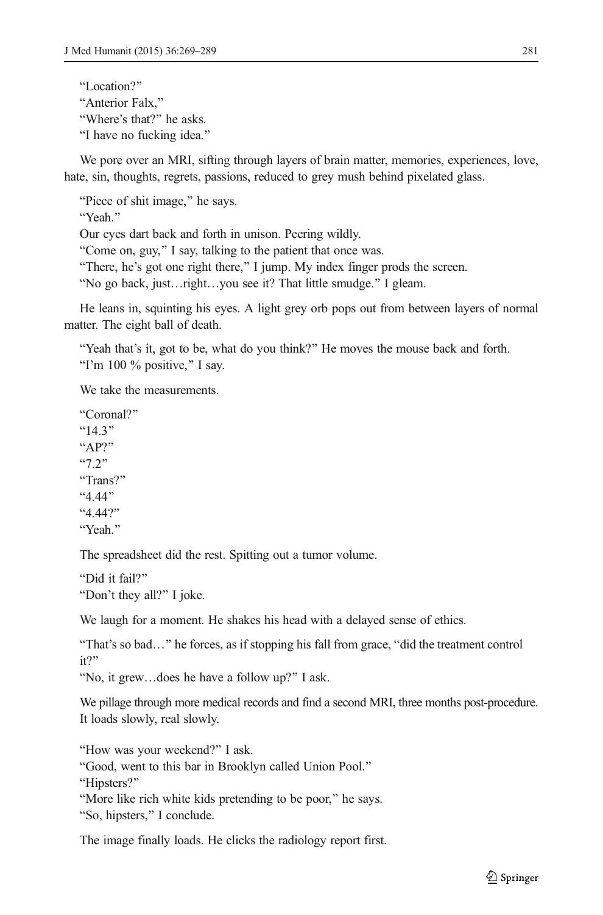"Location?"
"Anterior Falx,"
"Where's that?" he asks.
"I have no fucking idea."

We pore over an MRI, sifting through layers of brain matter, memories, experiences, love, hate, sin, thoughts, regrets, passions, reduced to grey mush behind pixelated glass.

"Piece of shit image," he says.
"Yeah."
Our eyes dart back and forth in unison. Peering wildly.
"Come on, guy," I say, talking to the patient that once was.
"There, he's got one right there," I jump. My index finger prods the screen.
"No go back, just…right…you see it? That little smudge." I gleam.

He leans in, squinting his eyes. A light grey orb pops out from between layers of normal matter. The eight ball of death.

"Yeah that's it, got to be, what do you think?" He moves the mouse back and forth.
"I'm 100 % positive," I say.

We take the measurements.

"Coronal?"
"14.3"
"AP?"
"7.2"
"Trans?"
"4.44"
"4.44?"
"Yeah."

The spreadsheet did the rest. Spitting out a tumor volume.

"Did it fail?"
"Don't they all?" I joke.

We laugh for a moment. He shakes his head with a delayed sense of ethics.

"That's so bad…" he forces, as if stopping his fall from grace, "did the treatment control it?"
"No, it grew…does he have a follow up?" I ask.

We pillage through more medical records and find a second MRI, three months post-procedure. It loads slowly, real slowly.

"How was your weekend?" I ask.
"Good, went to this bar in Brooklyn called Union Pool."
"Hipsters?"
"More like rich white kids pretending to be poor," he says.
"So, hipsters," I conclude.

The image finally loads. He clicks the radiology report first.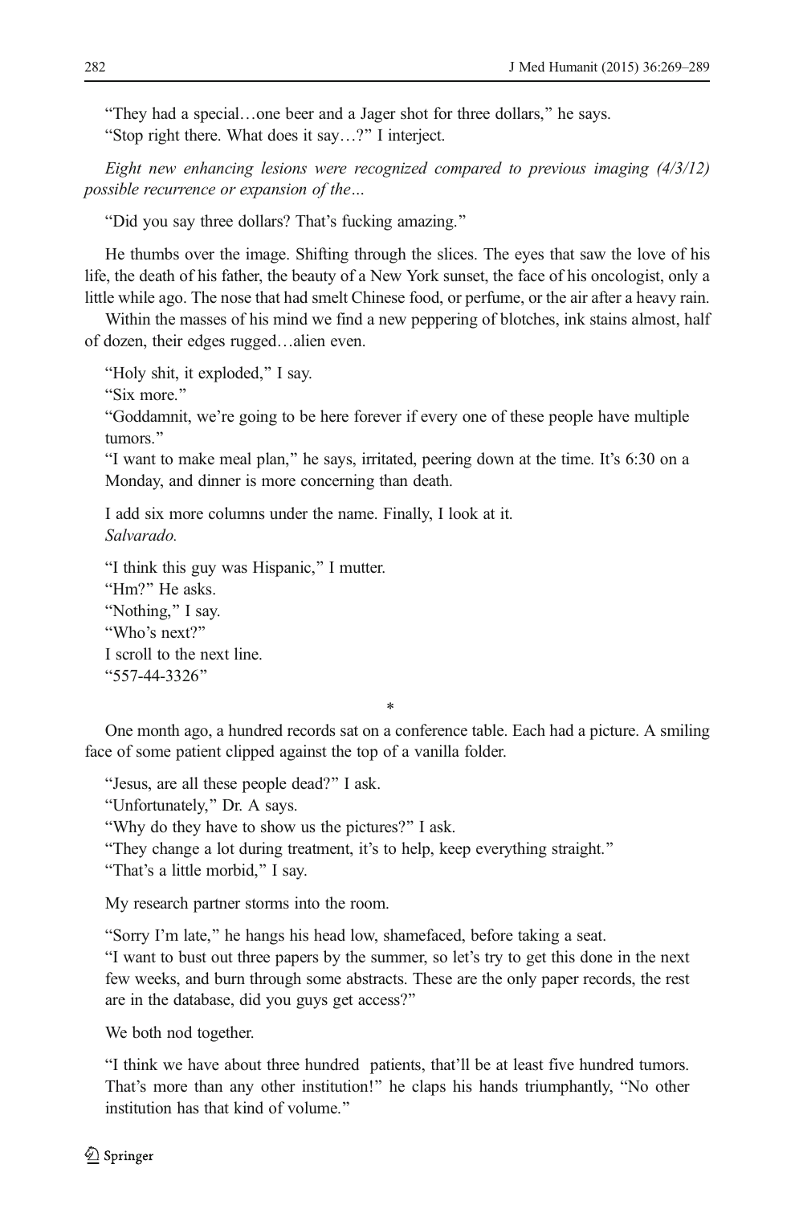"They had a special…one beer and a Jager shot for three dollars," he says.
"Stop right there. What does it say…?" I interject.

*Eight new enhancing lesions were recognized compared to previous imaging (4/3/12) possible recurrence or expansion of the…*

"Did you say three dollars? That's fucking amazing."

He thumbs over the image. Shifting through the slices. The eyes that saw the love of his life, the death of his father, the beauty of a New York sunset, the face of his oncologist, only a little while ago. The nose that had smelt Chinese food, or perfume, or the air after a heavy rain.

Within the masses of his mind we find a new peppering of blotches, ink stains almost, half of dozen, their edges rugged…alien even.

"Holy shit, it exploded," I say.
"Six more."
"Goddamnit, we're going to be here forever if every one of these people have multiple tumors."
"I want to make meal plan," he says, irritated, peering down at the time. It's 6:30 on a Monday, and dinner is more concerning than death.

I add six more columns under the name. Finally, I look at it.
*Salvarado.*

"I think this guy was Hispanic," I mutter.
"Hm?" He asks.
"Nothing," I say.
"Who's next?"
I scroll to the next line.
"557-44-3326"

*

One month ago, a hundred records sat on a conference table. Each had a picture. A smiling face of some patient clipped against the top of a vanilla folder.

"Jesus, are all these people dead?" I ask.
"Unfortunately," Dr. A says.
"Why do they have to show us the pictures?" I ask.
"They change a lot during treatment, it's to help, keep everything straight."
"That's a little morbid," I say.

My research partner storms into the room.

"Sorry I'm late," he hangs his head low, shamefaced, before taking a seat.
"I want to bust out three papers by the summer, so let's try to get this done in the next few weeks, and burn through some abstracts. These are the only paper records, the rest are in the database, did you guys get access?"

We both nod together.

"I think we have about three hundred patients, that'll be at least five hundred tumors. That's more than any other institution!" he claps his hands triumphantly, "No other institution has that kind of volume."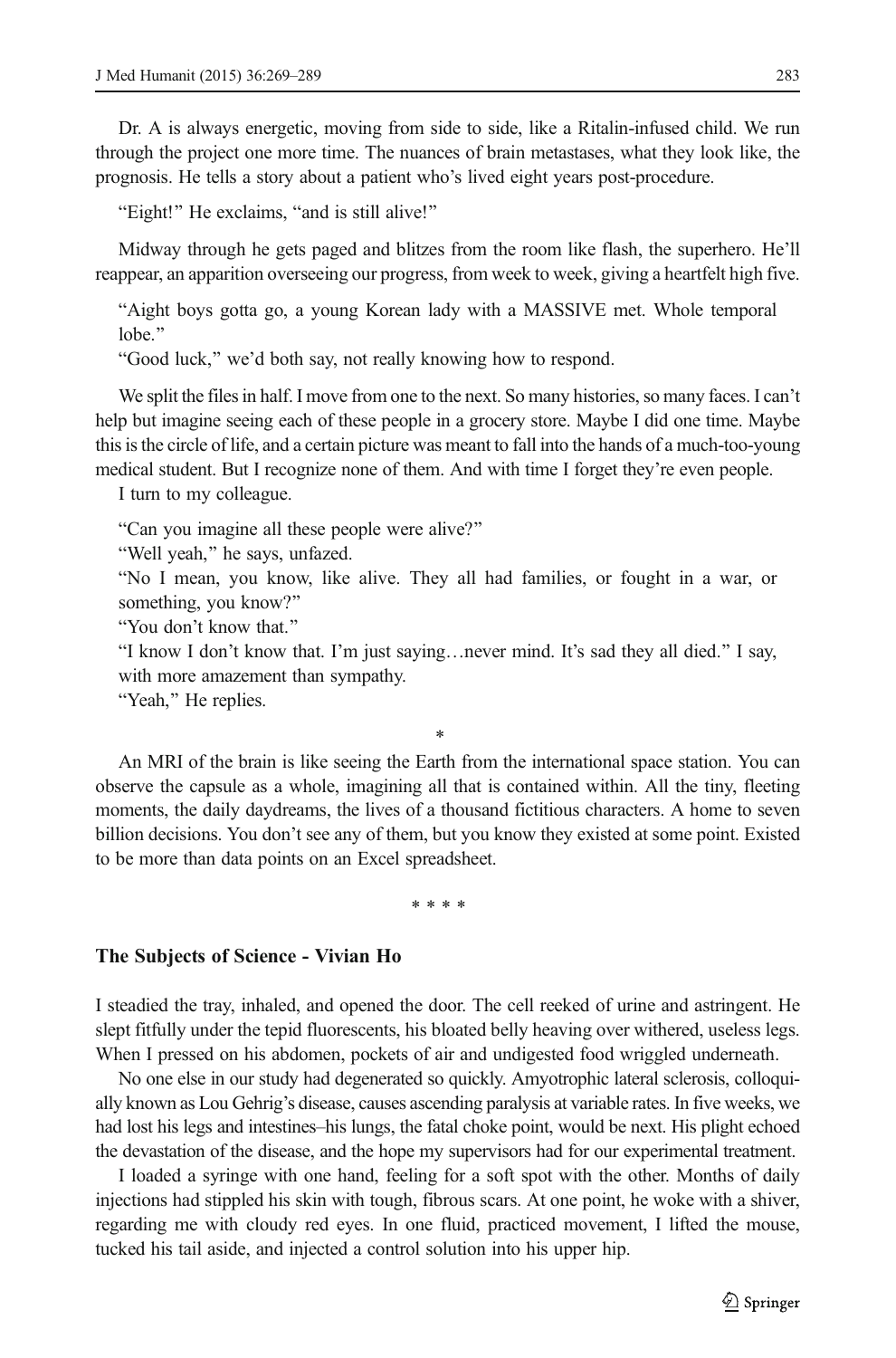Dr. A is always energetic, moving from side to side, like a Ritalin-infused child. We run through the project one more time. The nuances of brain metastases, what they look like, the prognosis. He tells a story about a patient who's lived eight years post-procedure.

"Eight!" He exclaims, "and is still alive!"

Midway through he gets paged and blitzes from the room like flash, the superhero. He'll reappear, an apparition overseeing our progress, from week to week, giving a heartfelt high five.

"Aight boys gotta go, a young Korean lady with a MASSIVE met. Whole temporal lobe."
"Good luck," we'd both say, not really knowing how to respond.

We split the files in half. I move from one to the next. So many histories, so many faces. I can't help but imagine seeing each of these people in a grocery store. Maybe I did one time. Maybe this is the circle of life, and a certain picture was meant to fall into the hands of a much-too-young medical student. But I recognize none of them. And with time I forget they're even people.

I turn to my colleague.

"Can you imagine all these people were alive?"
"Well yeah," he says, unfazed.
"No I mean, you know, like alive. They all had families, or fought in a war, or something, you know?"
"You don't know that."
"I know I don't know that. I'm just saying…never mind. It's sad they all died." I say, with more amazement than sympathy.
"Yeah," He replies.

*

An MRI of the brain is like seeing the Earth from the international space station. You can observe the capsule as a whole, imagining all that is contained within. All the tiny, fleeting moments, the daily daydreams, the lives of a thousand fictitious characters. A home to seven billion decisions. You don't see any of them, but you know they existed at some point. Existed to be more than data points on an Excel spreadsheet.

* * * *

### The Subjects of Science - Vivian Ho

I steadied the tray, inhaled, and opened the door. The cell reeked of urine and astringent. He slept fitfully under the tepid fluorescents, his bloated belly heaving over withered, useless legs. When I pressed on his abdomen, pockets of air and undigested food wriggled underneath.

No one else in our study had degenerated so quickly. Amyotrophic lateral sclerosis, colloquially known as Lou Gehrig's disease, causes ascending paralysis at variable rates. In five weeks, we had lost his legs and intestines–his lungs, the fatal choke point, would be next. His plight echoed the devastation of the disease, and the hope my supervisors had for our experimental treatment.

I loaded a syringe with one hand, feeling for a soft spot with the other. Months of daily injections had stippled his skin with tough, fibrous scars. At one point, he woke with a shiver, regarding me with cloudy red eyes. In one fluid, practiced movement, I lifted the mouse, tucked his tail aside, and injected a control solution into his upper hip.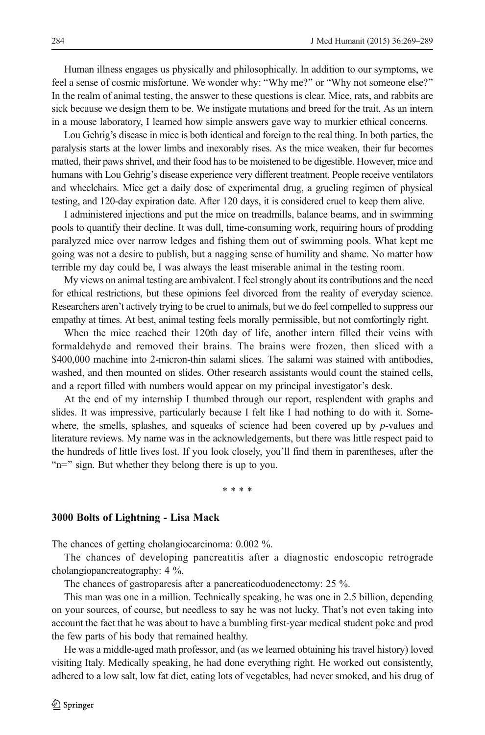Human illness engages us physically and philosophically. In addition to our symptoms, we feel a sense of cosmic misfortune. We wonder why: "Why me?" or "Why not someone else?" In the realm of animal testing, the answer to these questions is clear. Mice, rats, and rabbits are sick because we design them to be. We instigate mutations and breed for the trait. As an intern in a mouse laboratory, I learned how simple answers gave way to murkier ethical concerns.

Lou Gehrig's disease in mice is both identical and foreign to the real thing. In both parties, the paralysis starts at the lower limbs and inexorably rises. As the mice weaken, their fur becomes matted, their paws shrivel, and their food has to be moistened to be digestible. However, mice and humans with Lou Gehrig's disease experience very different treatment. People receive ventilators and wheelchairs. Mice get a daily dose of experimental drug, a grueling regimen of physical testing, and 120-day expiration date. After 120 days, it is considered cruel to keep them alive.

I administered injections and put the mice on treadmills, balance beams, and in swimming pools to quantify their decline. It was dull, time-consuming work, requiring hours of prodding paralyzed mice over narrow ledges and fishing them out of swimming pools. What kept me going was not a desire to publish, but a nagging sense of humility and shame. No matter how terrible my day could be, I was always the least miserable animal in the testing room.

My views on animal testing are ambivalent. I feel strongly about its contributions and the need for ethical restrictions, but these opinions feel divorced from the reality of everyday science. Researchers aren't actively trying to be cruel to animals, but we do feel compelled to suppress our empathy at times. At best, animal testing feels morally permissible, but not comfortingly right.

When the mice reached their 120th day of life, another intern filled their veins with formaldehyde and removed their brains. The brains were frozen, then sliced with a $400,000 machine into 2-micron-thin salami slices. The salami was stained with antibodies, washed, and then mounted on slides. Other research assistants would count the stained cells, and a report filled with numbers would appear on my principal investigator's desk.

At the end of my internship I thumbed through our report, resplendent with graphs and slides. It was impressive, particularly because I felt like I had nothing to do with it. Somewhere, the smells, splashes, and squeaks of science had been covered up by *p*-values and literature reviews. My name was in the acknowledgements, but there was little respect paid to the hundreds of little lives lost. If you look closely, you'll find them in parentheses, after the "n=" sign. But whether they belong there is up to you.

\* \* \* \*

### 3000 Bolts of Lightning - Lisa Mack

The chances of getting cholangiocarcinoma: 0.002 %.

The chances of developing pancreatitis after a diagnostic endoscopic retrograde cholangiopancreatography: 4 %.

The chances of gastroparesis after a pancreaticoduodenectomy: 25 %.

This man was one in a million. Technically speaking, he was one in 2.5 billion, depending on your sources, of course, but needless to say he was not lucky. That's not even taking into account the fact that he was about to have a bumbling first-year medical student poke and prod the few parts of his body that remained healthy.

He was a middle-aged math professor, and (as we learned obtaining his travel history) loved visiting Italy. Medically speaking, he had done everything right. He worked out consistently, adhered to a low salt, low fat diet, eating lots of vegetables, had never smoked, and his drug of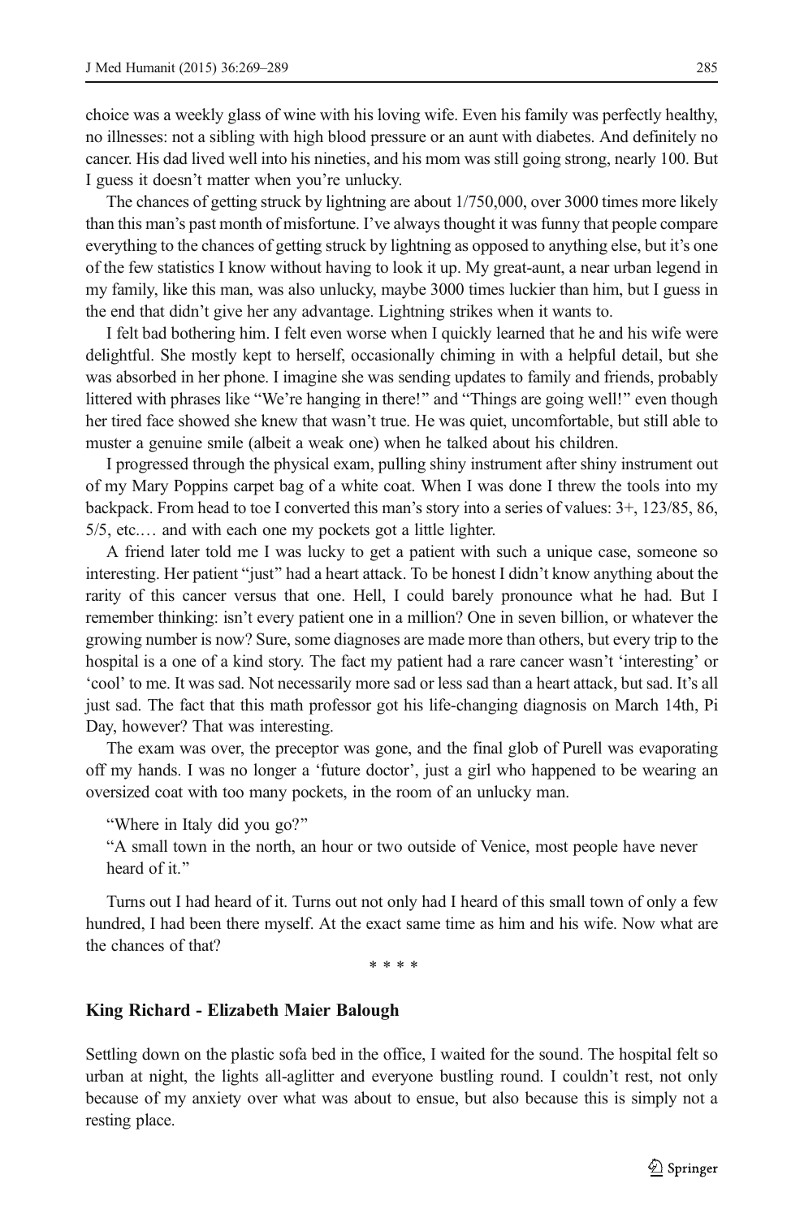choice was a weekly glass of wine with his loving wife. Even his family was perfectly healthy, no illnesses: not a sibling with high blood pressure or an aunt with diabetes. And definitely no cancer. His dad lived well into his nineties, and his mom was still going strong, nearly 100. But I guess it doesn't matter when you're unlucky.

The chances of getting struck by lightning are about 1/750,000, over 3000 times more likely than this man's past month of misfortune. I've always thought it was funny that people compare everything to the chances of getting struck by lightning as opposed to anything else, but it's one of the few statistics I know without having to look it up. My great-aunt, a near urban legend in my family, like this man, was also unlucky, maybe 3000 times luckier than him, but I guess in the end that didn't give her any advantage. Lightning strikes when it wants to.

I felt bad bothering him. I felt even worse when I quickly learned that he and his wife were delightful. She mostly kept to herself, occasionally chiming in with a helpful detail, but she was absorbed in her phone. I imagine she was sending updates to family and friends, probably littered with phrases like "We're hanging in there!" and "Things are going well!" even though her tired face showed she knew that wasn't true. He was quiet, uncomfortable, but still able to muster a genuine smile (albeit a weak one) when he talked about his children.

I progressed through the physical exam, pulling shiny instrument after shiny instrument out of my Mary Poppins carpet bag of a white coat. When I was done I threw the tools into my backpack. From head to toe I converted this man's story into a series of values: 3+, 123/85, 86, 5/5, etc.… and with each one my pockets got a little lighter.

A friend later told me I was lucky to get a patient with such a unique case, someone so interesting. Her patient "just" had a heart attack. To be honest I didn't know anything about the rarity of this cancer versus that one. Hell, I could barely pronounce what he had. But I remember thinking: isn't every patient one in a million? One in seven billion, or whatever the growing number is now? Sure, some diagnoses are made more than others, but every trip to the hospital is a one of a kind story. The fact my patient had a rare cancer wasn't 'interesting' or 'cool' to me. It was sad. Not necessarily more sad or less sad than a heart attack, but sad. It's all just sad. The fact that this math professor got his life-changing diagnosis on March 14th, Pi Day, however? That was interesting.

The exam was over, the preceptor was gone, and the final glob of Purell was evaporating off my hands. I was no longer a 'future doctor', just a girl who happened to be wearing an oversized coat with too many pockets, in the room of an unlucky man.

> "Where in Italy did you go?"
>
> "A small town in the north, an hour or two outside of Venice, most people have never heard of it."

Turns out I had heard of it. Turns out not only had I heard of this small town of only a few hundred, I had been there myself. At the exact same time as him and his wife. Now what are the chances of that?

\* \* \* \*

### King Richard - Elizabeth Maier Balough

Settling down on the plastic sofa bed in the office, I waited for the sound. The hospital felt so urban at night, the lights all-aglitter and everyone bustling round. I couldn't rest, not only because of my anxiety over what was about to ensue, but also because this is simply not a resting place.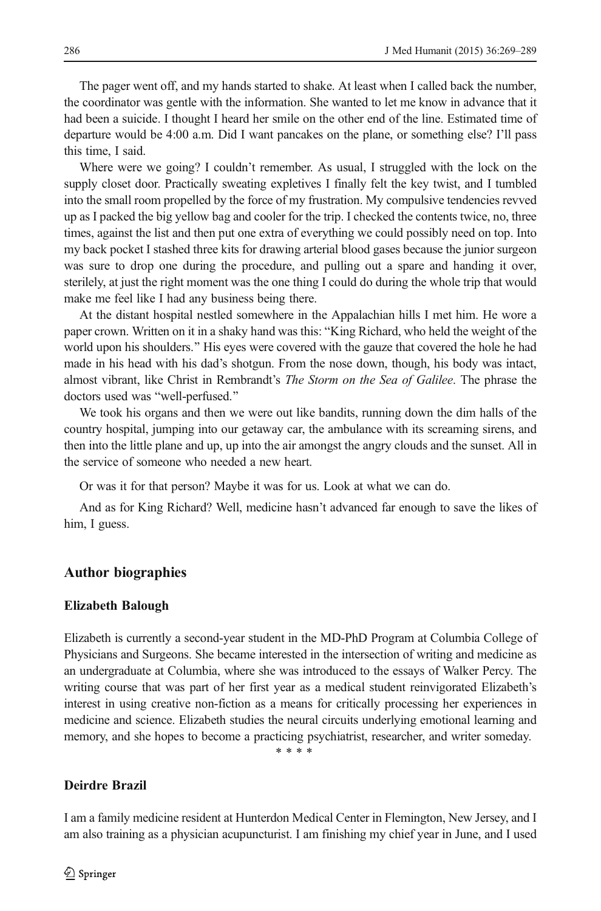The pager went off, and my hands started to shake. At least when I called back the number, the coordinator was gentle with the information. She wanted to let me know in advance that it had been a suicide. I thought I heard her smile on the other end of the line. Estimated time of departure would be 4:00 a.m. Did I want pancakes on the plane, or something else? I'll pass this time, I said.

Where were we going? I couldn't remember. As usual, I struggled with the lock on the supply closet door. Practically sweating expletives I finally felt the key twist, and I tumbled into the small room propelled by the force of my frustration. My compulsive tendencies revved up as I packed the big yellow bag and cooler for the trip. I checked the contents twice, no, three times, against the list and then put one extra of everything we could possibly need on top. Into my back pocket I stashed three kits for drawing arterial blood gases because the junior surgeon was sure to drop one during the procedure, and pulling out a spare and handing it over, sterilely, at just the right moment was the one thing I could do during the whole trip that would make me feel like I had any business being there.

At the distant hospital nestled somewhere in the Appalachian hills I met him. He wore a paper crown. Written on it in a shaky hand was this: "King Richard, who held the weight of the world upon his shoulders." His eyes were covered with the gauze that covered the hole he had made in his head with his dad's shotgun. From the nose down, though, his body was intact, almost vibrant, like Christ in Rembrandt's *The Storm on the Sea of Galilee*. The phrase the doctors used was "well-perfused."

We took his organs and then we were out like bandits, running down the dim halls of the country hospital, jumping into our getaway car, the ambulance with its screaming sirens, and then into the little plane and up, up into the air amongst the angry clouds and the sunset. All in the service of someone who needed a new heart.

Or was it for that person? Maybe it was for us. Look at what we can do.

And as for King Richard? Well, medicine hasn't advanced far enough to save the likes of him, I guess.

## Author biographies

### Elizabeth Balough

Elizabeth is currently a second-year student in the MD-PhD Program at Columbia College of Physicians and Surgeons. She became interested in the intersection of writing and medicine as an undergraduate at Columbia, where she was introduced to the essays of Walker Percy. The writing course that was part of her first year as a medical student reinvigorated Elizabeth's interest in using creative non-fiction as a means for critically processing her experiences in medicine and science. Elizabeth studies the neural circuits underlying emotional learning and memory, and she hopes to become a practicing psychiatrist, researcher, and writer someday.

* * * *

### Deirdre Brazil

I am a family medicine resident at Hunterdon Medical Center in Flemington, New Jersey, and I am also training as a physician acupuncturist. I am finishing my chief year in June, and I used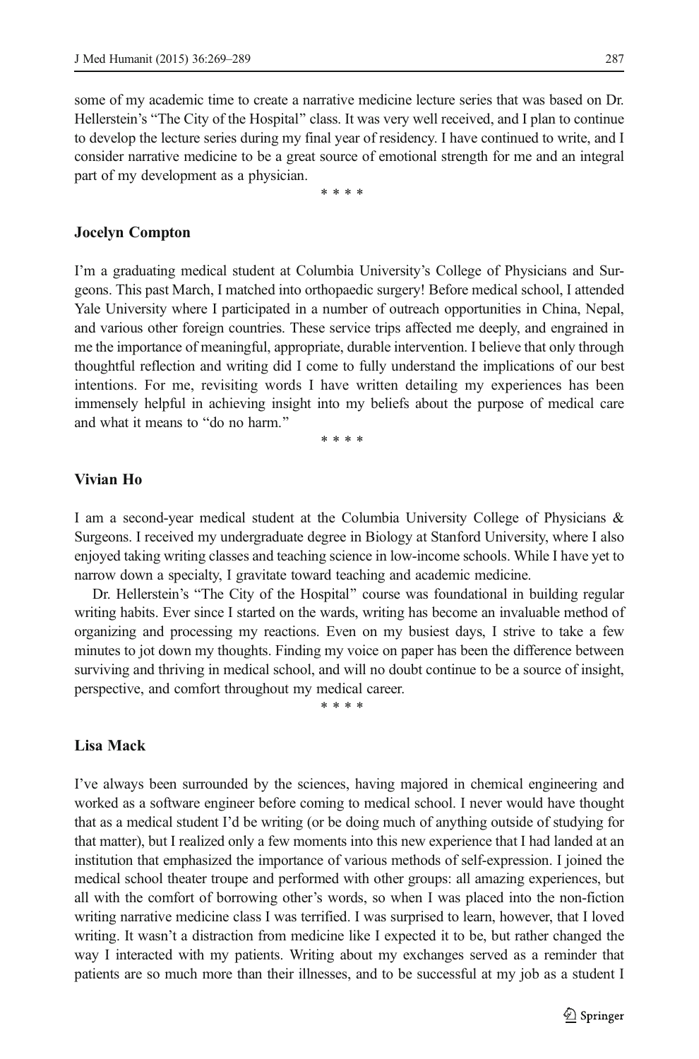some of my academic time to create a narrative medicine lecture series that was based on Dr. Hellerstein's "The City of the Hospital" class. It was very well received, and I plan to continue to develop the lecture series during my final year of residency. I have continued to write, and I consider narrative medicine to be a great source of emotional strength for me and an integral part of my development as a physician.

\* \* \* \*

### Jocelyn Compton

I'm a graduating medical student at Columbia University's College of Physicians and Surgeons. This past March, I matched into orthopaedic surgery! Before medical school, I attended Yale University where I participated in a number of outreach opportunities in China, Nepal, and various other foreign countries. These service trips affected me deeply, and engrained in me the importance of meaningful, appropriate, durable intervention. I believe that only through thoughtful reflection and writing did I come to fully understand the implications of our best intentions. For me, revisiting words I have written detailing my experiences has been immensely helpful in achieving insight into my beliefs about the purpose of medical care and what it means to "do no harm."

\* \* \* \*

### Vivian Ho

I am a second-year medical student at the Columbia University College of Physicians & Surgeons. I received my undergraduate degree in Biology at Stanford University, where I also enjoyed taking writing classes and teaching science in low-income schools. While I have yet to narrow down a specialty, I gravitate toward teaching and academic medicine.

Dr. Hellerstein's "The City of the Hospital" course was foundational in building regular writing habits. Ever since I started on the wards, writing has become an invaluable method of organizing and processing my reactions. Even on my busiest days, I strive to take a few minutes to jot down my thoughts. Finding my voice on paper has been the difference between surviving and thriving in medical school, and will no doubt continue to be a source of insight, perspective, and comfort throughout my medical career.

\* \* \* \*

### Lisa Mack

I've always been surrounded by the sciences, having majored in chemical engineering and worked as a software engineer before coming to medical school. I never would have thought that as a medical student I'd be writing (or be doing much of anything outside of studying for that matter), but I realized only a few moments into this new experience that I had landed at an institution that emphasized the importance of various methods of self-expression. I joined the medical school theater troupe and performed with other groups: all amazing experiences, but all with the comfort of borrowing other's words, so when I was placed into the non-fiction writing narrative medicine class I was terrified. I was surprised to learn, however, that I loved writing. It wasn't a distraction from medicine like I expected it to be, but rather changed the way I interacted with my patients. Writing about my exchanges served as a reminder that patients are so much more than their illnesses, and to be successful at my job as a student I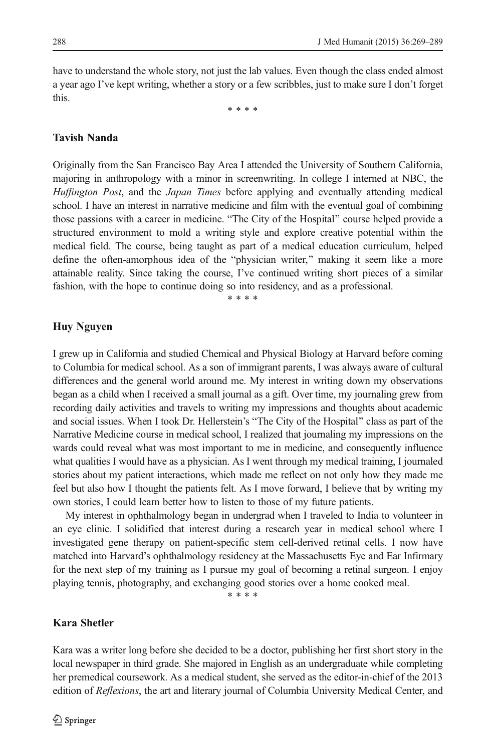have to understand the whole story, not just the lab values. Even though the class ended almost a year ago I've kept writing, whether a story or a few scribbles, just to make sure I don't forget this.

\* \* \* \*

### Tavish Nanda

Originally from the San Francisco Bay Area I attended the University of Southern California, majoring in anthropology with a minor in screenwriting. In college I interned at NBC, the *Huffington Post*, and the *Japan Times* before applying and eventually attending medical school. I have an interest in narrative medicine and film with the eventual goal of combining those passions with a career in medicine. "The City of the Hospital" course helped provide a structured environment to mold a writing style and explore creative potential within the medical field. The course, being taught as part of a medical education curriculum, helped define the often-amorphous idea of the "physician writer," making it seem like a more attainable reality. Since taking the course, I've continued writing short pieces of a similar fashion, with the hope to continue doing so into residency, and as a professional.

\* \* \* \*

### Huy Nguyen

I grew up in California and studied Chemical and Physical Biology at Harvard before coming to Columbia for medical school. As a son of immigrant parents, I was always aware of cultural differences and the general world around me. My interest in writing down my observations began as a child when I received a small journal as a gift. Over time, my journaling grew from recording daily activities and travels to writing my impressions and thoughts about academic and social issues. When I took Dr. Hellerstein's "The City of the Hospital" class as part of the Narrative Medicine course in medical school, I realized that journaling my impressions on the wards could reveal what was most important to me in medicine, and consequently influence what qualities I would have as a physician. As I went through my medical training, I journaled stories about my patient interactions, which made me reflect on not only how they made me feel but also how I thought the patients felt. As I move forward, I believe that by writing my own stories, I could learn better how to listen to those of my future patients.

My interest in ophthalmology began in undergrad when I traveled to India to volunteer in an eye clinic. I solidified that interest during a research year in medical school where I investigated gene therapy on patient-specific stem cell-derived retinal cells. I now have matched into Harvard's ophthalmology residency at the Massachusetts Eye and Ear Infirmary for the next step of my training as I pursue my goal of becoming a retinal surgeon. I enjoy playing tennis, photography, and exchanging good stories over a home cooked meal.

\* \* \* \*

### Kara Shetler

Kara was a writer long before she decided to be a doctor, publishing her first short story in the local newspaper in third grade. She majored in English as an undergraduate while completing her premedical coursework. As a medical student, she served as the editor-in-chief of the 2013 edition of *Reflexions*, the art and literary journal of Columbia University Medical Center, and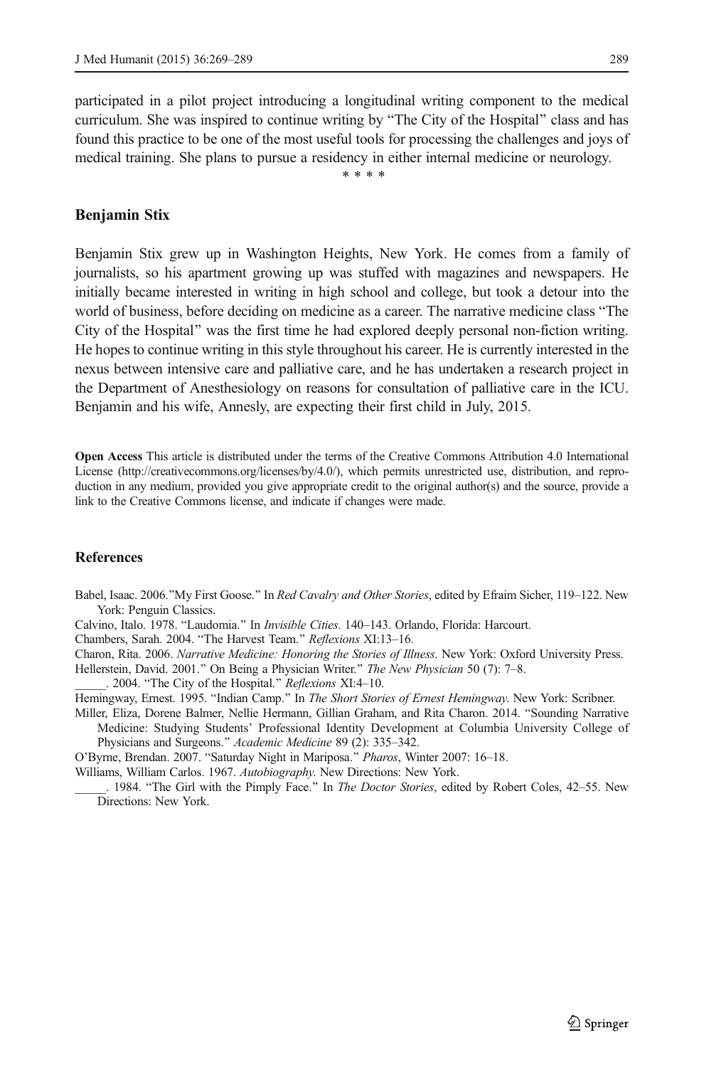participated in a pilot project introducing a longitudinal writing component to the medical curriculum. She was inspired to continue writing by "The City of the Hospital" class and has found this practice to be one of the most useful tools for processing the challenges and joys of medical training. She plans to pursue a residency in either internal medicine or neurology.

* * * *

### Benjamin Stix

Benjamin Stix grew up in Washington Heights, New York. He comes from a family of journalists, so his apartment growing up was stuffed with magazines and newspapers. He initially became interested in writing in high school and college, but took a detour into the world of business, before deciding on medicine as a career. The narrative medicine class "The City of the Hospital" was the first time he had explored deeply personal non-fiction writing. He hopes to continue writing in this style throughout his career. He is currently interested in the nexus between intensive care and palliative care, and he has undertaken a research project in the Department of Anesthesiology on reasons for consultation of palliative care in the ICU. Benjamin and his wife, Annesly, are expecting their first child in July, 2015.

**Open Access** This article is distributed under the terms of the Creative Commons Attribution 4.0 International License (http://creativecommons.org/licenses/by/4.0/), which permits unrestricted use, distribution, and reproduction in any medium, provided you give appropriate credit to the original author(s) and the source, provide a link to the Creative Commons license, and indicate if changes were made.

## References

Babel, Isaac. 2006."My First Goose." In *Red Cavalry and Other Stories*, edited by Efraim Sicher, 119–122. New York: Penguin Classics.

Calvino, Italo. 1978. "Laudomia." In *Invisible Cities*. 140–143. Orlando, Florida: Harcourt.

Chambers, Sarah. 2004. "The Harvest Team." *Reflexions* XI:13–16.

Charon, Rita. 2006. *Narrative Medicine: Honoring the Stories of Illness*. New York: Oxford University Press.

Hellerstein, David. 2001." On Being a Physician Writer." *The New Physician* 50 (7): 7–8.

_____. 2004. "The City of the Hospital." *Reflexions* XI:4–10.

Hemingway, Ernest. 1995. "Indian Camp." In *The Short Stories of Ernest Hemingway*. New York: Scribner.

Miller, Eliza, Dorene Balmer, Nellie Hermann, Gillian Graham, and Rita Charon. 2014. "Sounding Narrative Medicine: Studying Students' Professional Identity Development at Columbia University College of Physicians and Surgeons." *Academic Medicine* 89 (2): 335–342.

O'Byrne, Brendan. 2007. "Saturday Night in Mariposa." *Pharos*, Winter 2007: 16–18.

Williams, William Carlos. 1967. *Autobiography*. New Directions: New York.

_____. 1984. "The Girl with the Pimply Face." In *The Doctor Stories*, edited by Robert Coles, 42–55. New Directions: New York.